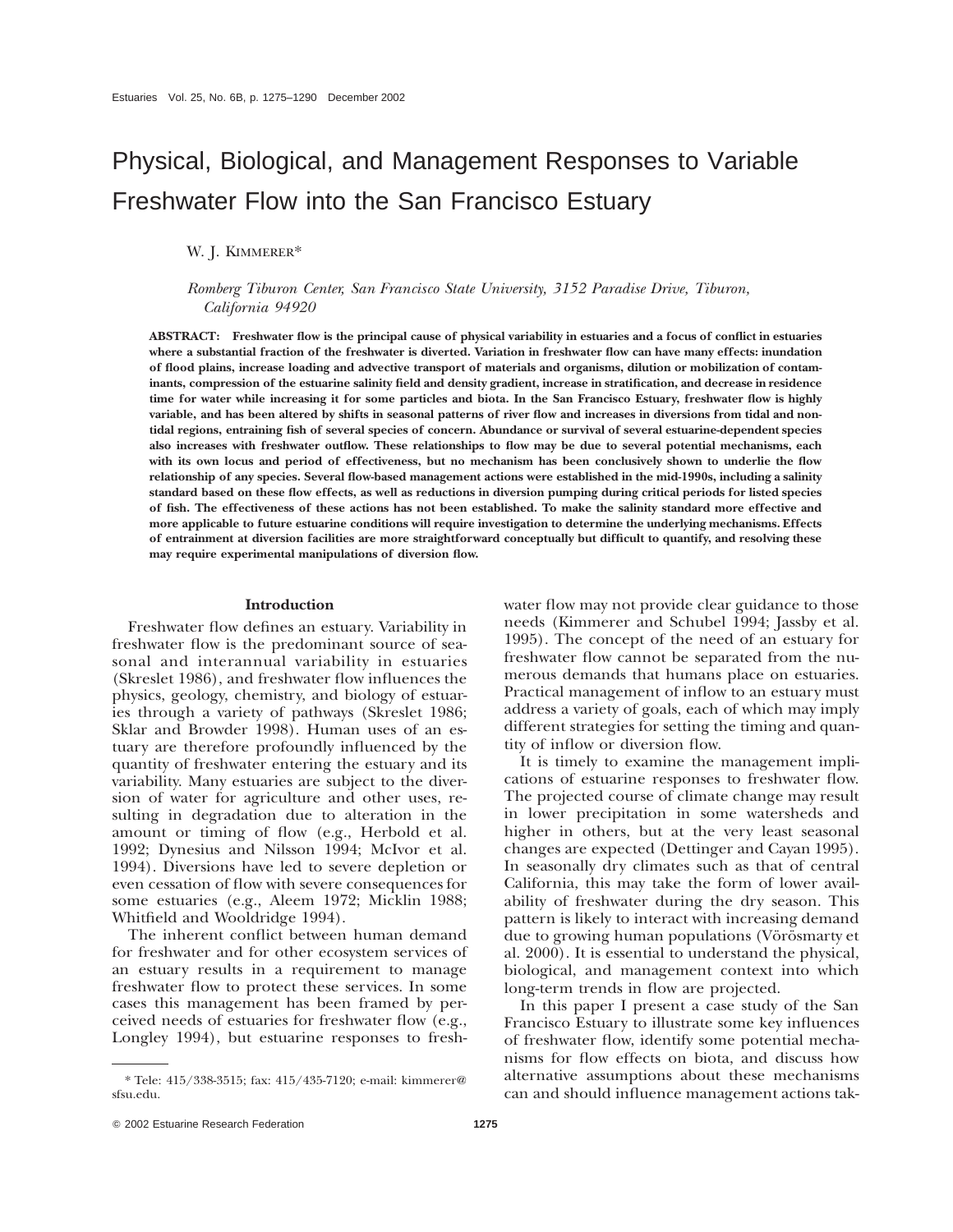# Physical, Biological, and Management Responses to Variable Freshwater Flow into the San Francisco Estuary

W. J. KIMMERER*

*Romberg Tiburon Center, San Francisco State University, 3152 Paradise Drive, Tiburon, California 94920*

**ABSTRACT: Freshwater flow is the principal cause of physical variability in estuaries and a focus of conflict in estuaries where a substantial fraction of the freshwater is diverted. Variation in freshwater flow can have many effects: inundation of flood plains, increase loading and advective transport of materials and organisms, dilution or mobilization of contaminants, compression of the estuarine salinity field and density gradient, increase in stratification, and decrease in residence time for water while increasing it for some particles and biota. In the San Francisco Estuary, freshwater flow is highly variable, and has been altered by shifts in seasonal patterns of river flow and increases in diversions from tidal and nontidal regions, entraining fish of several species of concern. Abundance or survival of several estuarine-dependent species also increases with freshwater outflow. These relationships to flow may be due to several potential mechanisms, each with its own locus and period of effectiveness, but no mechanism has been conclusively shown to underlie the flow relationship of any species. Several flow-based management actions were established in the mid-1990s, including a salinity standard based on these flow effects, as well as reductions in diversion pumping during critical periods for listed species of fish. The effectiveness of these actions has not been established. To make the salinity standard more effective and more applicable to future estuarine conditions will require investigation to determine the underlying mechanisms. Effects of entrainment at diversion facilities are more straightforward conceptually but difficult to quantify, and resolving these may require experimental manipulations of diversion flow.**

## Introduction

Freshwater flow defines an estuary. Variability in freshwater flow is the predominant source of seasonal and interannual variability in estuaries (Skreslet 1986), and freshwater flow influences the physics, geology, chemistry, and biology of estuaries through a variety of pathways (Skreslet 1986; Sklar and Browder 1998). Human uses of an estuary are therefore profoundly influenced by the quantity of freshwater entering the estuary and its variability. Many estuaries are subject to the diversion of water for agriculture and other uses, resulting in degradation due to alteration in the amount or timing of flow (e.g., Herbold et al. 1992; Dynesius and Nilsson 1994; McIvor et al. 1994). Diversions have led to severe depletion or even cessation of flow with severe consequences for some estuaries (e.g., Aleem 1972; Micklin 1988; Whitfield and Wooldridge 1994).

The inherent conflict between human demand for freshwater and for other ecosystem services of an estuary results in a requirement to manage freshwater flow to protect these services. In some cases this management has been framed by perceived needs of estuaries for freshwater flow (e.g., Longley 1994), but estuarine responses to freshwater flow may not provide clear guidance to those needs (Kimmerer and Schubel 1994; Jassby et al. 1995). The concept of the need of an estuary for freshwater flow cannot be separated from the numerous demands that humans place on estuaries. Practical management of inflow to an estuary must address a variety of goals, each of which may imply different strategies for setting the timing and quantity of inflow or diversion flow.

It is timely to examine the management implications of estuarine responses to freshwater flow. The projected course of climate change may result in lower precipitation in some watersheds and higher in others, but at the very least seasonal changes are expected (Dettinger and Cayan 1995). In seasonally dry climates such as that of central California, this may take the form of lower availability of freshwater during the dry season. This pattern is likely to interact with increasing demand due to growing human populations (Vörösmarty et al. 2000). It is essential to understand the physical, biological, and management context into which long-term trends in flow are projected.

In this paper I present a case study of the San Francisco Estuary to illustrate some key influences of freshwater flow, identify some potential mechanisms for flow effects on biota, and discuss how alternative assumptions about these mechanisms can and should influence management actions tak-

* Tele: 415/338-3515; fax: 415/435-7120; e-mail: kimmerer@sfsu.edu.

© 2002 Estuarine Research Federation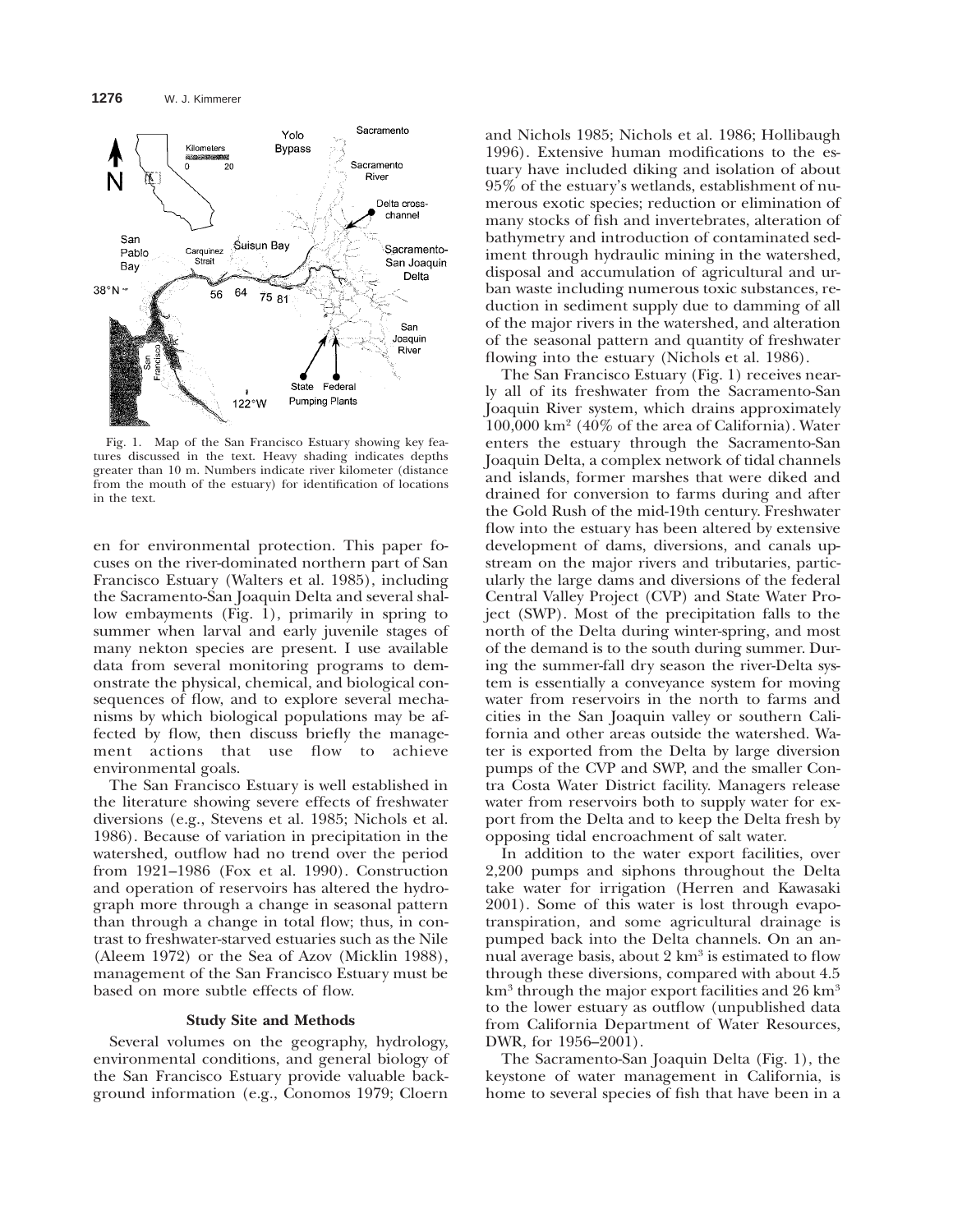Fig. 1. Map of the San Francisco Estuary showing key features discussed in the text. Heavy shading indicates depths greater than 10 m. Numbers indicate river kilometer (distance from the mouth of the estuary) for identification of locations in the text.

en for environmental protection. This paper focuses on the river-dominated northern part of San Francisco Estuary (Walters et al. 1985), including the Sacramento-San Joaquin Delta and several shallow embayments (Fig. 1), primarily in spring to summer when larval and early juvenile stages of many nekton species are present. I use available data from several monitoring programs to demonstrate the physical, chemical, and biological consequences of flow, and to explore several mechanisms by which biological populations may be affected by flow, then discuss briefly the management actions that use flow to achieve environmental goals.

The San Francisco Estuary is well established in the literature showing severe effects of freshwater diversions (e.g., Stevens et al. 1985; Nichols et al. 1986). Because of variation in precipitation in the watershed, outflow had no trend over the period from 1921–1986 (Fox et al. 1990). Construction and operation of reservoirs has altered the hydrograph more through a change in seasonal pattern than through a change in total flow; thus, in contrast to freshwater-starved estuaries such as the Nile (Aleem 1972) or the Sea of Azov (Micklin 1988), management of the San Francisco Estuary must be based on more subtle effects of flow.

## Study Site and Methods

Several volumes on the geography, hydrology, environmental conditions, and general biology of the San Francisco Estuary provide valuable background information (e.g., Conomos 1979; Cloern and Nichols 1985; Nichols et al. 1986; Hollibaugh 1996). Extensive human modifications to the estuary have included diking and isolation of about 95% of the estuary's wetlands, establishment of numerous exotic species; reduction or elimination of many stocks of fish and invertebrates, alteration of bathymetry and introduction of contaminated sediment through hydraulic mining in the watershed, disposal and accumulation of agricultural and urban waste including numerous toxic substances, reduction in sediment supply due to damming of all of the major rivers in the watershed, and alteration of the seasonal pattern and quantity of freshwater flowing into the estuary (Nichols et al. 1986).

The San Francisco Estuary (Fig. 1) receives nearly all of its freshwater from the Sacramento-San Joaquin River system, which drains approximately 100,000 $km^2$ (40% of the area of California). Water enters the estuary through the Sacramento-San Joaquin Delta, a complex network of tidal channels and islands, former marshes that were diked and drained for conversion to farms during and after the Gold Rush of the mid-19th century. Freshwater flow into the estuary has been altered by extensive development of dams, diversions, and canals upstream on the major rivers and tributaries, particularly the large dams and diversions of the federal Central Valley Project (CVP) and State Water Project (SWP). Most of the precipitation falls to the north of the Delta during winter-spring, and most of the demand is to the south during summer. During the summer-fall dry season the river-Delta system is essentially a conveyance system for moving water from reservoirs in the north to farms and cities in the San Joaquin valley or southern California and other areas outside the watershed. Water is exported from the Delta by large diversion pumps of the CVP and SWP, and the smaller Contra Costa Water District facility. Managers release water from reservoirs both to supply water for export from the Delta and to keep the Delta fresh by opposing tidal encroachment of salt water.

In addition to the water export facilities, over 2,200 pumps and siphons throughout the Delta take water for irrigation (Herren and Kawasaki 2001). Some of this water is lost through evapotranspiration, and some agricultural drainage is pumped back into the Delta channels. On an annual average basis, about 2 $km^3$ is estimated to flow through these diversions, compared with about 4.5 $km^3$ through the major export facilities and 26 $km^3$ to the lower estuary as outflow (unpublished data from California Department of Water Resources, DWR, for 1956–2001).

The Sacramento-San Joaquin Delta (Fig. 1), the keystone of water management in California, is home to several species of fish that have been in a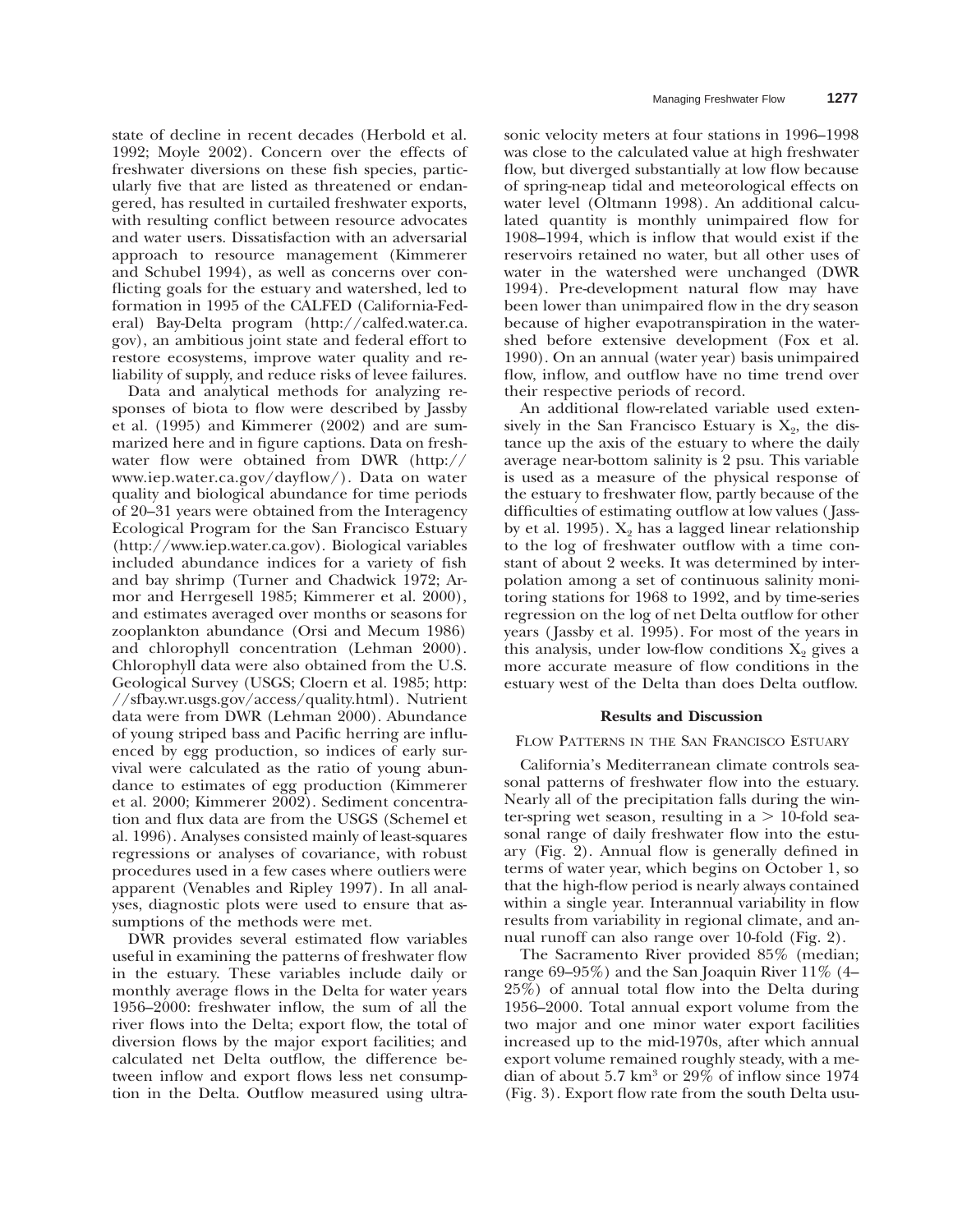state of decline in recent decades (Herbold et al. 1992; Moyle 2002). Concern over the effects of freshwater diversions on these fish species, particularly five that are listed as threatened or endangered, has resulted in curtailed freshwater exports, with resulting conflict between resource advocates and water users. Dissatisfaction with an adversarial approach to resource management (Kimmerer and Schubel 1994), as well as concerns over conflicting goals for the estuary and watershed, led to formation in 1995 of the CALFED (California-Federal) Bay-Delta program (http://calfed.water.ca.gov), an ambitious joint state and federal effort to restore ecosystems, improve water quality and reliability of supply, and reduce risks of levee failures.

Data and analytical methods for analyzing responses of biota to flow were described by Jassby et al. (1995) and Kimmerer (2002) and are summarized here and in figure captions. Data on freshwater flow were obtained from DWR (http://www.iep.water.ca.gov/dayflow/). Data on water quality and biological abundance for time periods of 20–31 years were obtained from the Interagency Ecological Program for the San Francisco Estuary (http://www.iep.water.ca.gov). Biological variables included abundance indices for a variety of fish and bay shrimp (Turner and Chadwick 1972; Armor and Herrgesell 1985; Kimmerer et al. 2000), and estimates averaged over months or seasons for zooplankton abundance (Orsi and Mecum 1986) and chlorophyll concentration (Lehman 2000). Chlorophyll data were also obtained from the U.S. Geological Survey (USGS; Cloern et al. 1985; http://sfbay.wr.usgs.gov/access/quality.html). Nutrient data were from DWR (Lehman 2000). Abundance of young striped bass and Pacific herring are influenced by egg production, so indices of early survival were calculated as the ratio of young abundance to estimates of egg production (Kimmerer et al. 2000; Kimmerer 2002). Sediment concentration and flux data are from the USGS (Schemel et al. 1996). Analyses consisted mainly of least-squares regressions or analyses of covariance, with robust procedures used in a few cases where outliers were apparent (Venables and Ripley 1997). In all analyses, diagnostic plots were used to ensure that assumptions of the methods were met.

DWR provides several estimated flow variables useful in examining the patterns of freshwater flow in the estuary. These variables include daily or monthly average flows in the Delta for water years 1956–2000: freshwater inflow, the sum of all the river flows into the Delta; export flow, the total of diversion flows by the major export facilities; and calculated net Delta outflow, the difference between inflow and export flows less net consumption in the Delta. Outflow measured using ultrasonic velocity meters at four stations in 1996–1998 was close to the calculated value at high freshwater flow, but diverged substantially at low flow because of spring-neap tidal and meteorological effects on water level (Oltmann 1998). An additional calculated quantity is monthly unimpaired flow for 1908–1994, which is inflow that would exist if the reservoirs retained no water, but all other uses of water in the watershed were unchanged (DWR 1994). Pre-development natural flow may have been lower than unimpaired flow in the dry season because of higher evapotranspiration in the watershed before extensive development (Fox et al. 1990). On an annual (water year) basis unimpaired flow, inflow, and outflow have no time trend over their respective periods of record.

An additional flow-related variable used extensively in the San Francisco Estuary is $X_2$, the distance up the axis of the estuary to where the daily average near-bottom salinity is 2 psu. This variable is used as a measure of the physical response of the estuary to freshwater flow, partly because of the difficulties of estimating outflow at low values (Jassby et al. 1995). $X_2$ has a lagged linear relationship to the log of freshwater outflow with a time constant of about 2 weeks. It was determined by interpolation among a set of continuous salinity monitoring stations for 1968 to 1992, and by time-series regression on the log of net Delta outflow for other years (Jassby et al. 1995). For most of the years in this analysis, under low-flow conditions $X_2$ gives a more accurate measure of flow conditions in the estuary west of the Delta than does Delta outflow.

## Results and Discussion

### Flow Patterns in the San Francisco Estuary

California's Mediterranean climate controls seasonal patterns of freshwater flow into the estuary. Nearly all of the precipitation falls during the winter-spring wet season, resulting in a $>$ 10-fold seasonal range of daily freshwater flow into the estuary (Fig. 2). Annual flow is generally defined in terms of water year, which begins on October 1, so that the high-flow period is nearly always contained within a single year. Interannual variability in flow results from variability in regional climate, and annual runoff can also range over 10-fold (Fig. 2).

The Sacramento River provided 85% (median; range 69–95%) and the San Joaquin River 11% (4–25%) of annual total flow into the Delta during 1956–2000. Total annual export volume from the two major and one minor water export facilities increased up to the mid-1970s, after which annual export volume remained roughly steady, with a median of about 5.7 $km^3$ or 29% of inflow since 1974 (Fig. 3). Export flow rate from the south Delta usu-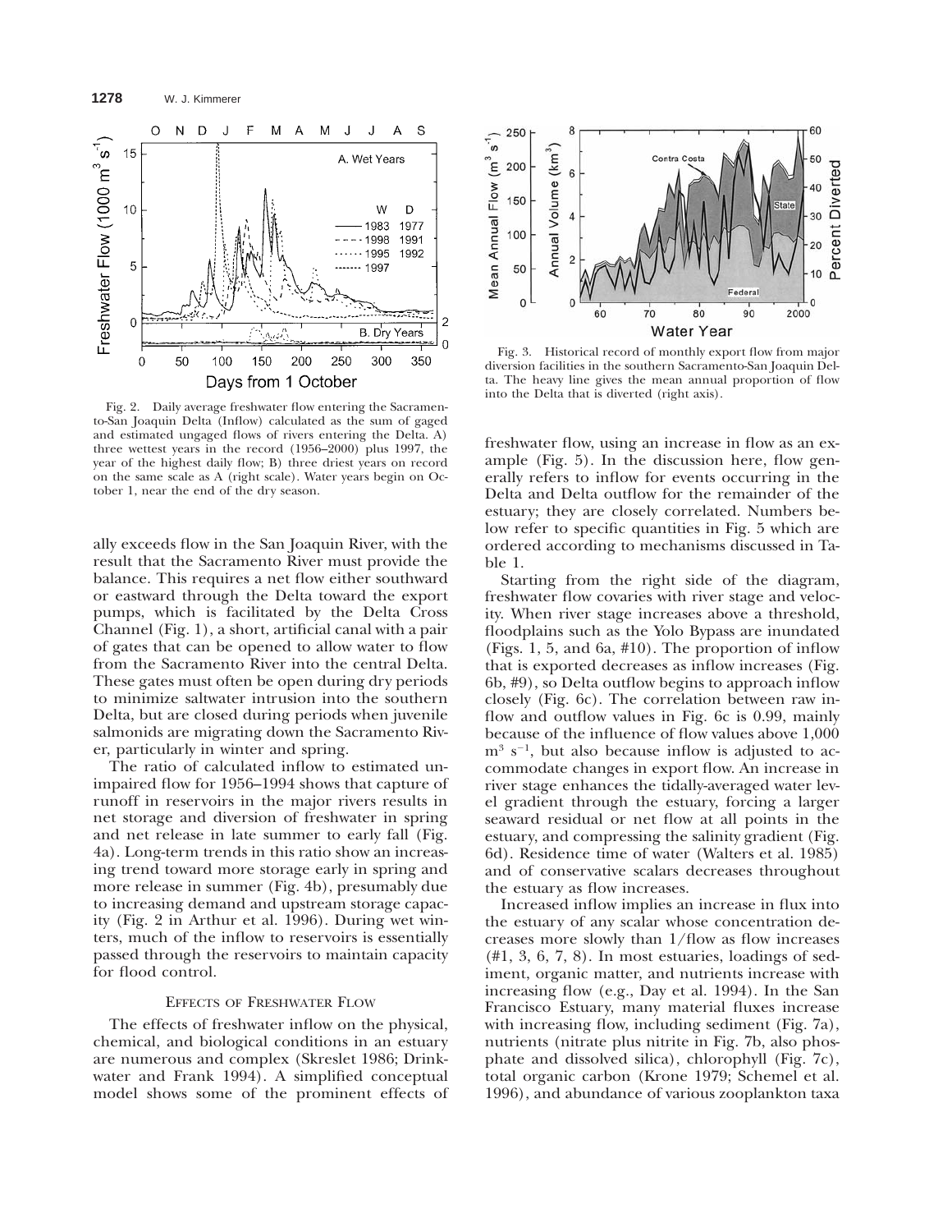Fig. 2. Daily average freshwater flow entering the Sacramento-San Joaquin Delta (Inflow) calculated as the sum of gaged and estimated ungaged flows of rivers entering the Delta. A) three wettest years in the record (1956–2000) plus 1997, the year of the highest daily flow; B) three driest years on record on the same scale as A (right scale). Water years begin on October 1, near the end of the dry season.

Fig. 3. Historical record of monthly export flow from major diversion facilities in the southern Sacramento-San Joaquin Delta. The heavy line gives the mean annual proportion of flow into the Delta that is diverted (right axis).

ally exceeds flow in the San Joaquin River, with the result that the Sacramento River must provide the balance. This requires a net flow either southward or eastward through the Delta toward the export pumps, which is facilitated by the Delta Cross Channel (Fig. 1), a short, artificial canal with a pair of gates that can be opened to allow water to flow from the Sacramento River into the central Delta. These gates must often be open during dry periods to minimize saltwater intrusion into the southern Delta, but are closed during periods when juvenile salmonids are migrating down the Sacramento River, particularly in winter and spring.

The ratio of calculated inflow to estimated unimpaired flow for 1956–1994 shows that capture of runoff in reservoirs in the major rivers results in net storage and diversion of freshwater in spring and net release in late summer to early fall (Fig. 4a). Long-term trends in this ratio show an increasing trend toward more storage early in spring and more release in summer (Fig. 4b), presumably due to increasing demand and upstream storage capacity (Fig. 2 in Arthur et al. 1996). During wet winters, much of the inflow to reservoirs is essentially passed through the reservoirs to maintain capacity for flood control.

## Effects of Freshwater Flow

The effects of freshwater inflow on the physical, chemical, and biological conditions in an estuary are numerous and complex (Skreslet 1986; Drinkwater and Frank 1994). A simplified conceptual model shows some of the prominent effects of freshwater flow, using an increase in flow as an example (Fig. 5). In the discussion here, flow generally refers to inflow for events occurring in the Delta and Delta outflow for the remainder of the estuary; they are closely correlated. Numbers below refer to specific quantities in Fig. 5 which are ordered according to mechanisms discussed in Table 1.

Starting from the right side of the diagram, freshwater flow covaries with river stage and velocity. When river stage increases above a threshold, floodplains such as the Yolo Bypass are inundated (Figs. 1, 5, and 6a, #10). The proportion of inflow that is exported decreases as inflow increases (Fig. 6b, #9), so Delta outflow begins to approach inflow closely (Fig. 6c). The correlation between raw inflow and outflow values in Fig. 6c is 0.99, mainly because of the influence of flow values above 1,000 $m^3 s^{-1}$, but also because inflow is adjusted to accommodate changes in export flow. An increase in river stage enhances the tidally-averaged water level gradient through the estuary, forcing a larger seaward residual or net flow at all points in the estuary, and compressing the salinity gradient (Fig. 6d). Residence time of water (Walters et al. 1985) and of conservative scalars decreases throughout the estuary as flow increases.

Increased inflow implies an increase in flux into the estuary of any scalar whose concentration decreases more slowly than 1/flow as flow increases (#1, 3, 6, 7, 8). In most estuaries, loadings of sediment, organic matter, and nutrients increase with increasing flow (e.g., Day et al. 1994). In the San Francisco Estuary, many material fluxes increase with increasing flow, including sediment (Fig. 7a), nutrients (nitrate plus nitrite in Fig. 7b, also phosphate and dissolved silica), chlorophyll (Fig. 7c), total organic carbon (Krone 1979; Schemel et al. 1996), and abundance of various zooplankton taxa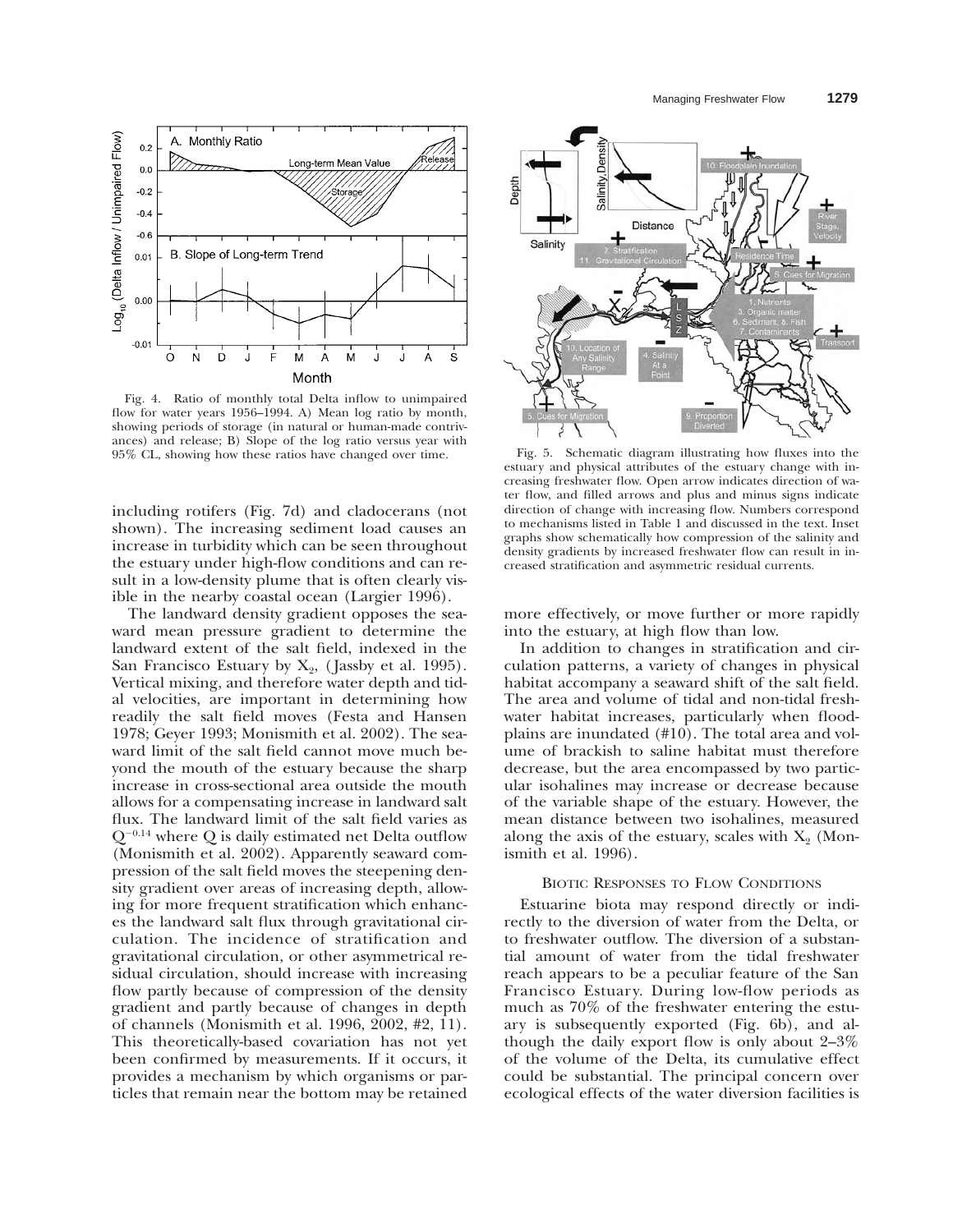Fig. 4. Ratio of monthly total Delta inflow to unimpaired flow for water years 1956–1994. A) Mean log ratio by month, showing periods of storage (in natural or human-made contrivances) and release; B) Slope of the log ratio versus year with 95% CL, showing how these ratios have changed over time.

Fig. 5. Schematic diagram illustrating how fluxes into the estuary and physical attributes of the estuary change with increasing freshwater flow. Open arrow indicates direction of water flow, and filled arrows and plus and minus signs indicate direction of change with increasing flow. Numbers correspond to mechanisms listed in Table 1 and discussed in the text. Inset graphs show schematically how compression of the salinity and density gradients by increased freshwater flow can result in increased stratification and asymmetric residual currents.

including rotifers (Fig. 7d) and cladocerans (not shown). The increasing sediment load causes an increase in turbidity which can be seen throughout the estuary under high-flow conditions and can result in a low-density plume that is often clearly visible in the nearby coastal ocean (Largier 1996).

The landward density gradient opposes the seaward mean pressure gradient to determine the landward extent of the salt field, indexed in the San Francisco Estuary by $X_2$, (Jassby et al. 1995). Vertical mixing, and therefore water depth and tidal velocities, are important in determining how readily the salt field moves (Festa and Hansen 1978; Geyer 1993; Monismith et al. 2002). The seaward limit of the salt field cannot move much beyond the mouth of the estuary because the sharp increase in cross-sectional area outside the mouth allows for a compensating increase in landward salt flux. The landward limit of the salt field varies as $Q^{-0.14}$ where Q is daily estimated net Delta outflow (Monismith et al. 2002). Apparently seaward compression of the salt field moves the steepening density gradient over areas of increasing depth, allowing for more frequent stratification which enhances the landward salt flux through gravitational circulation. The incidence of stratification and gravitational circulation, or other asymmetrical residual circulation, should increase with increasing flow partly because of compression of the density gradient and partly because of changes in depth of channels (Monismith et al. 1996, 2002, #2, 11). This theoretically-based covariation has not yet been confirmed by measurements. If it occurs, it provides a mechanism by which organisms or particles that remain near the bottom may be retained more effectively, or move further or more rapidly into the estuary, at high flow than low.

In addition to changes in stratification and circulation patterns, a variety of changes in physical habitat accompany a seaward shift of the salt field. The area and volume of tidal and non-tidal freshwater habitat increases, particularly when floodplains are inundated (#10). The total area and volume of brackish to saline habitat must therefore decrease, but the area encompassed by two particular isohalines may increase or decrease because of the variable shape of the estuary. However, the mean distance between two isohalines, measured along the axis of the estuary, scales with $X_2$ (Monismith et al. 1996).

## Biotic Responses to Flow Conditions

Estuarine biota may respond directly or indirectly to the diversion of water from the Delta, or to freshwater outflow. The diversion of a substantial amount of water from the tidal freshwater reach appears to be a peculiar feature of the San Francisco Estuary. During low-flow periods as much as 70% of the freshwater entering the estuary is subsequently exported (Fig. 6b), and although the daily export flow is only about 2–3% of the volume of the Delta, its cumulative effect could be substantial. The principal concern over ecological effects of the water diversion facilities is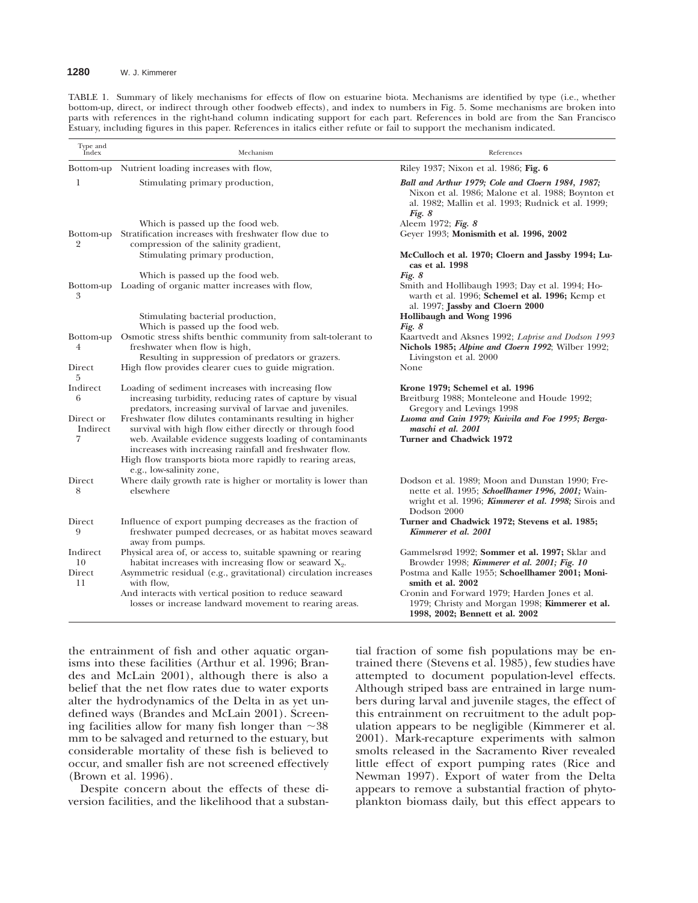TABLE 1. Summary of likely mechanisms for effects of flow on estuarine biota. Mechanisms are identified by type (i.e., whether bottom-up, direct, or indirect through other foodweb effects), and index to numbers in Fig. 5. Some mechanisms are broken into parts with references in the right-hand column indicating support for each part. References in bold are from the San Francisco Estuary, including figures in this paper. References in italics either refute or fail to support the mechanism indicated.

| Type and Index | Mechanism | References |
|---|---|---|
| Bottom-up | Nutrient loading increases with flow, | Riley 1937; Nixon et al. 1986; **Fig. 6** |
| 1 | Stimulating primary production, | ***Ball and Arthur 1979; Cole and Cloern 1984, 1987;*** Nixon et al. 1986; Malone et al. 1988; Boynton et al. 1982; Mallin et al. 1993; Rudnick et al. 1999; ***Fig. 8*** |
| | Which is passed up the food web. | Aleem 1972; ***Fig. 8*** |
| Bottom-up 2 | Stratification increases with freshwater flow due to compression of the salinity gradient, | Geyer 1993; **Monismith et al. 1996, 2002** |
| | Stimulating primary production, | **McCulloch et al. 1970; Cloern and Jassby 1994; Lucas et al. 1998** |
| | Which is passed up the food web. | ***Fig. 8*** |
| Bottom-up 3 | Loading of organic matter increases with flow, | Smith and Hollibaugh 1993; Day et al. 1994; Howarth et al. 1996; **Schemel et al. 1996;** Kemp et al. 1997; **Jassby and Cloern 2000** |
| | Stimulating bacterial production, | **Hollibaugh and Wong 1996** |
| | Which is passed up the food web. | ***Fig. 8*** |
| Bottom-up 4 | Osmotic stress shifts benthic community from salt-tolerant to freshwater when flow is high, | Kaartvedt and Aksnes 1992; *Laprise and Dodson 1993* |
| | Resulting in suppression of predators or grazers. | **Nichols 1985; *Alpine and Cloern 1992*;** Wilber 1992; Livingston et al. 2000 |
| Direct 5 | High flow provides clearer cues to guide migration. | None |
| Indirect 6 | Loading of sediment increases with increasing flow | **Krone 1979; Schemel et al. 1996** |
| | increasing turbidity, reducing rates of capture by visual predators, increasing survival of larvae and juveniles. | Breitburg 1988; Monteleone and Houde 1992; Gregory and Levings 1998 |
| Direct or Indirect 7 | Freshwater flow dilutes contaminants resulting in higher survival with high flow either directly or through food web. Available evidence suggests loading of contaminants increases with increasing rainfall and freshwater flow. | ***Luoma and Cain 1979; Kuivila and Foe 1995; Bergamaschi et al. 2001*** |
| | High flow transports biota more rapidly to rearing areas, e.g., low-salinity zone, | **Turner and Chadwick 1972** |
| Direct 8 | Where daily growth rate is higher or mortality is lower than elsewhere | Dodson et al. 1989; Moon and Dunstan 1990; Frenette et al. 1995; ***Schoellhamer 1996, 2001;*** Wainwright et al. 1996; ***Kimmerer et al. 1998;*** Sirois and Dodson 2000 |
| Direct 9 | Influence of export pumping decreases as the fraction of freshwater pumped decreases, or as habitat moves seaward away from pumps. | **Turner and Chadwick 1972; Stevens et al. 1985; *Kimmerer et al. 2001*** |
| Indirect 10 | Physical area of, or access to, suitable spawning or rearing habitat increases with increasing flow or seaward $X_2$. | Gammelsrød 1992; **Sommer et al. 1997;** Sklar and Browder 1998; ***Kimmerer et al. 2001; Fig. 10*** |
| Direct 11 | Asymmetric residual (e.g., gravitational) circulation increases with flow, | Postma and Kalle 1955; **Schoellhamer 2001; Monismith et al. 2002** |
| | And interacts with vertical position to reduce seaward losses or increase landward movement to rearing areas. | Cronin and Forward 1979; Harden Jones et al. 1979; Christy and Morgan 1998; **Kimmerer et al. 1998, 2002; Bennett et al. 2002** |

the entrainment of fish and other aquatic organisms into these facilities (Arthur et al. 1996; Brandes and McLain 2001), although there is also a belief that the net flow rates due to water exports alter the hydrodynamics of the Delta in as yet undefined ways (Brandes and McLain 2001). Screening facilities allow for many fish longer than ~38 mm to be salvaged and returned to the estuary, but considerable mortality of these fish is believed to occur, and smaller fish are not screened effectively (Brown et al. 1996).

Despite concern about the effects of these diversion facilities, and the likelihood that a substantial fraction of some fish populations may be entrained there (Stevens et al. 1985), few studies have attempted to document population-level effects. Although striped bass are entrained in large numbers during larval and juvenile stages, the effect of this entrainment on recruitment to the adult population appears to be negligible (Kimmerer et al. 2001). Mark-recapture experiments with salmon smolts released in the Sacramento River revealed little effect of export pumping rates (Rice and Newman 1997). Export of water from the Delta appears to remove a substantial fraction of phytoplankton biomass daily, but this effect appears to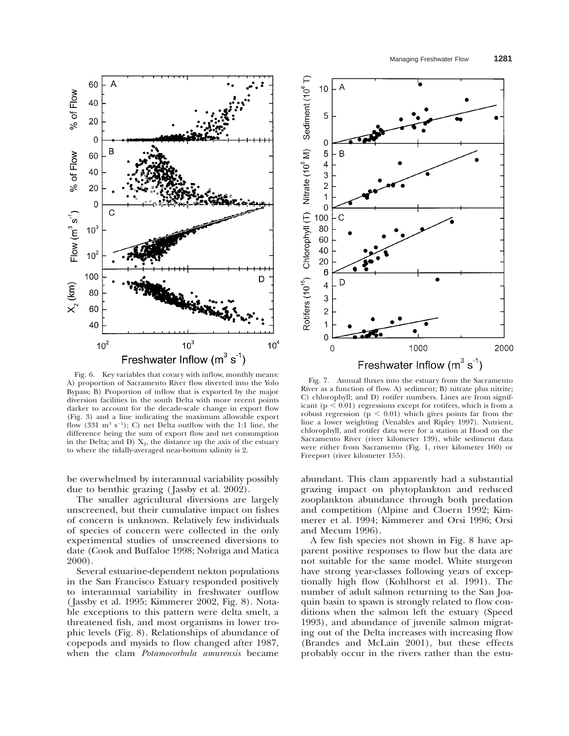Fig. 6. Key variables that covary with inflow, monthly means: A) proportion of Sacramento River flow diverted into the Yolo Bypass; B) Proportion of inflow that is exported by the major diversion facilities in the south Delta with more recent points darker to account for the decade-scale change in export flow (Fig. 3) and a line indicating the maximum allowable export flow (331 $m^3 s^{-1}$); C) net Delta outflow with the 1:1 line, the difference being the sum of export flow and net consumption in the Delta; and D) $X_2$, the distance up the axis of the estuary to where the tidally-averaged near-bottom salinity is 2.

Fig. 7. Annual fluxes into the estuary from the Sacramento River as a function of flow. A) sediment; B) nitrate plus nitrite; C) chlorophyll; and D) rotifer numbers. Lines are from significant ($p < 0.01$) regressions except for rotifers, which is from a robust regression ($p < 0.01$) which gives points far from the line a lower weighting (Venables and Ripley 1997). Nutrient, chlorophyll, and rotifer data were for a station at Hood on the Sacramento River (river kilometer 139), while sediment data were either from Sacramento (Fig. 1, river kilometer 160) or Freeport (river kilometer 155).

be overwhelmed by interannual variability possibly due to benthic grazing (Jassby et al. 2002).

The smaller agricultural diversions are largely unscreened, but their cumulative impact on fishes of concern is unknown. Relatively few individuals of species of concern were collected in the only experimental studies of unscreened diversions to date (Cook and Buffaloe 1998; Nobriga and Matica 2000).

Several estuarine-dependent nekton populations in the San Francisco Estuary responded positively to interannual variability in freshwater outflow (Jassby et al. 1995; Kimmerer 2002, Fig. 8). Notable exceptions to this pattern were delta smelt, a threatened fish, and most organisms in lower trophic levels (Fig. 8). Relationships of abundance of copepods and mysids to flow changed after 1987, when the clam *Potamocorbula amurensis* became abundant. This clam apparently had a substantial grazing impact on phytoplankton and reduced zooplankton abundance through both predation and competition (Alpine and Cloern 1992; Kimmerer et al. 1994; Kimmerer and Orsi 1996; Orsi and Mecum 1996).

A few fish species not shown in Fig. 8 have apparent positive responses to flow but the data are not suitable for the same model. White sturgeon have strong year-classes following years of exceptionally high flow (Kohlhorst et al. 1991). The number of adult salmon returning to the San Joaquin basin to spawn is strongly related to flow conditions when the salmon left the estuary (Speed 1993), and abundance of juvenile salmon migrating out of the Delta increases with increasing flow (Brandes and McLain 2001), but these effects probably occur in the rivers rather than the estu-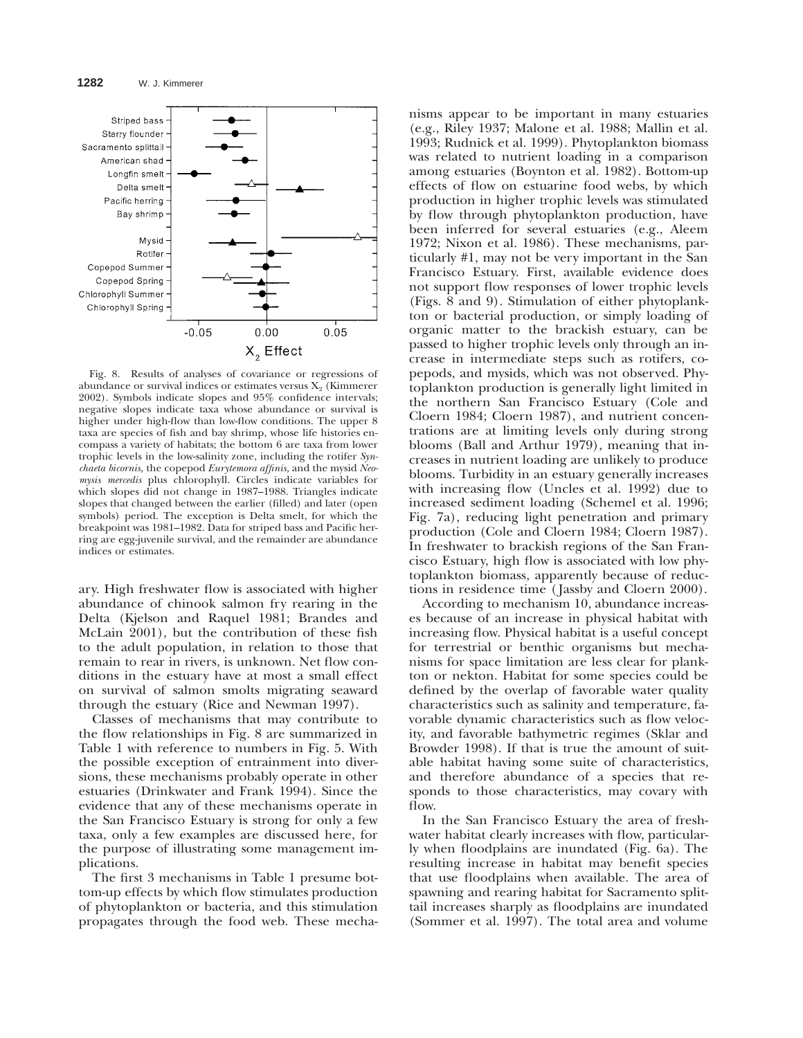Fig. 8. Results of analyses of covariance or regressions of abundance or survival indices or estimates versus $X_2$ (Kimmerer 2002). Symbols indicate slopes and 95% confidence intervals; negative slopes indicate taxa whose abundance or survival is higher under high-flow than low-flow conditions. The upper 8 taxa are species of fish and bay shrimp, whose life histories encompass a variety of habitats; the bottom 6 are taxa from lower trophic levels in the low-salinity zone, including the rotifer *Synchaeta bicornis,* the copepod *Eurytemora affinis,* and the mysid *Neomysis mercedis* plus chlorophyll. Circles indicate variables for which slopes did not change in 1987–1988. Triangles indicate slopes that changed between the earlier (filled) and later (open symbols) period. The exception is Delta smelt, for which the breakpoint was 1981–1982. Data for striped bass and Pacific herring are egg-juvenile survival, and the remainder are abundance indices or estimates.

ary. High freshwater flow is associated with higher abundance of chinook salmon fry rearing in the Delta (Kjelson and Raquel 1981; Brandes and McLain 2001), but the contribution of these fish to the adult population, in relation to those that remain to rear in rivers, is unknown. Net flow conditions in the estuary have at most a small effect on survival of salmon smolts migrating seaward through the estuary (Rice and Newman 1997).

Classes of mechanisms that may contribute to the flow relationships in Fig. 8 are summarized in Table 1 with reference to numbers in Fig. 5. With the possible exception of entrainment into diversions, these mechanisms probably operate in other estuaries (Drinkwater and Frank 1994). Since the evidence that any of these mechanisms operate in the San Francisco Estuary is strong for only a few taxa, only a few examples are discussed here, for the purpose of illustrating some management implications.

The first 3 mechanisms in Table 1 presume bottom-up effects by which flow stimulates production of phytoplankton or bacteria, and this stimulation propagates through the food web. These mechanisms appear to be important in many estuaries (e.g., Riley 1937; Malone et al. 1988; Mallin et al. 1993; Rudnick et al. 1999). Phytoplankton biomass was related to nutrient loading in a comparison among estuaries (Boynton et al. 1982). Bottom-up effects of flow on estuarine food webs, by which production in higher trophic levels was stimulated by flow through phytoplankton production, have been inferred for several estuaries (e.g., Aleem 1972; Nixon et al. 1986). These mechanisms, particularly #1, may not be very important in the San Francisco Estuary. First, available evidence does not support flow responses of lower trophic levels (Figs. 8 and 9). Stimulation of either phytoplankton or bacterial production, or simply loading of organic matter to the brackish estuary, can be passed to higher trophic levels only through an increase in intermediate steps such as rotifers, copepods, and mysids, which was not observed. Phytoplankton production is generally light limited in the northern San Francisco Estuary (Cole and Cloern 1984; Cloern 1987), and nutrient concentrations are at limiting levels only during strong blooms (Ball and Arthur 1979), meaning that increases in nutrient loading are unlikely to produce blooms. Turbidity in an estuary generally increases with increasing flow (Uncles et al. 1992) due to increased sediment loading (Schemel et al. 1996; Fig. 7a), reducing light penetration and primary production (Cole and Cloern 1984; Cloern 1987). In freshwater to brackish regions of the San Francisco Estuary, high flow is associated with low phytoplankton biomass, apparently because of reductions in residence time (Jassby and Cloern 2000).

According to mechanism 10, abundance increases because of an increase in physical habitat with increasing flow. Physical habitat is a useful concept for terrestrial or benthic organisms but mechanisms for space limitation are less clear for plankton or nekton. Habitat for some species could be defined by the overlap of favorable water quality characteristics such as salinity and temperature, favorable dynamic characteristics such as flow velocity, and favorable bathymetric regimes (Sklar and Browder 1998). If that is true the amount of suitable habitat having some suite of characteristics, and therefore abundance of a species that responds to those characteristics, may covary with flow.

In the San Francisco Estuary the area of freshwater habitat clearly increases with flow, particularly when floodplains are inundated (Fig. 6a). The resulting increase in habitat may benefit species that use floodplains when available. The area of spawning and rearing habitat for Sacramento splittail increases sharply as floodplains are inundated (Sommer et al. 1997). The total area and volume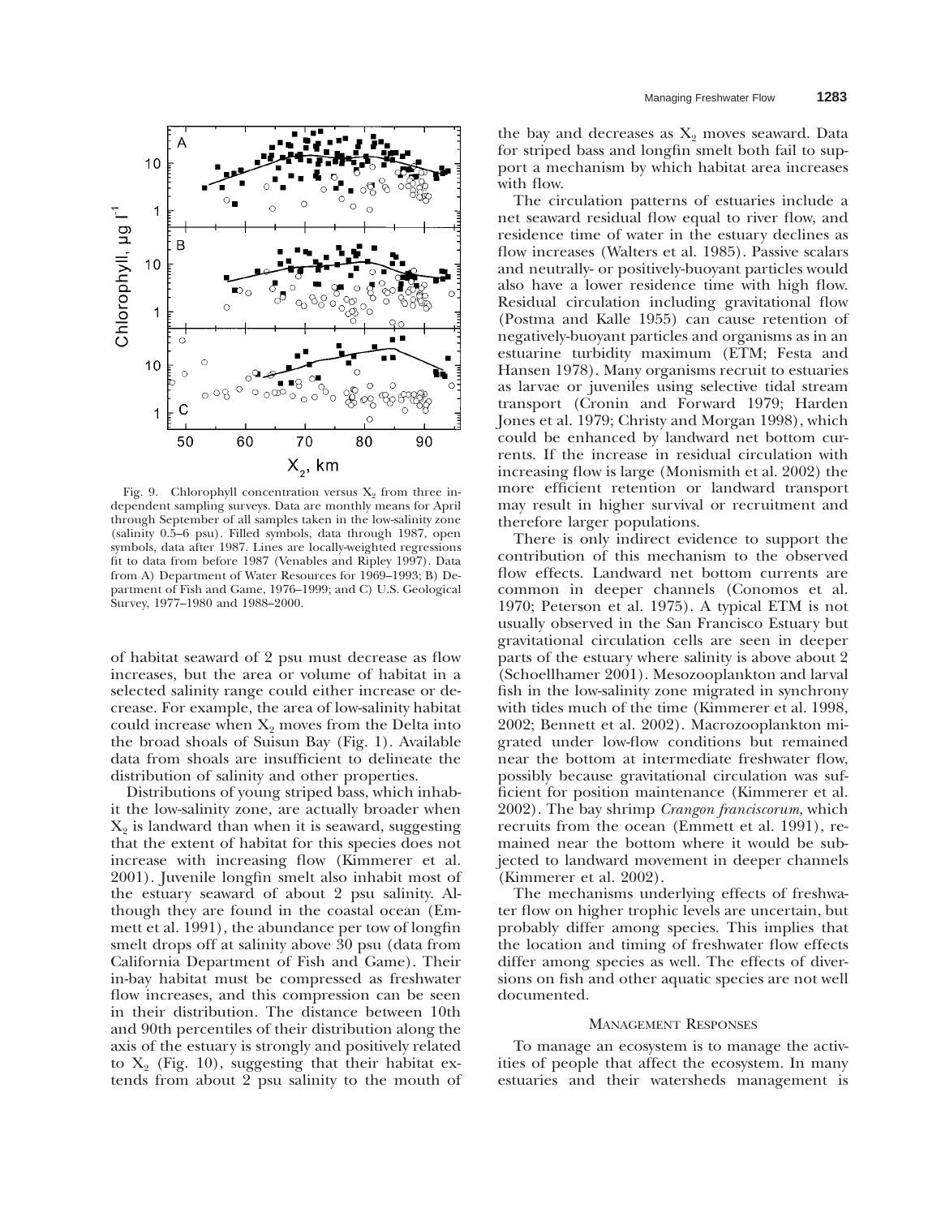Fig. 9. Chlorophyll concentration versus $X_2$ from three independent sampling surveys. Data are monthly means for April through September of all samples taken in the low-salinity zone (salinity 0.5–6 psu). Filled symbols, data through 1987, open symbols, data after 1987. Lines are locally-weighted regressions fit to data from before 1987 (Venables and Ripley 1997). Data from A) Department of Water Resources for 1969–1993; B) Department of Fish and Game, 1976–1999; and C) U.S. Geological Survey, 1977–1980 and 1988–2000.

of habitat seaward of 2 psu must decrease as flow increases, but the area or volume of habitat in a selected salinity range could either increase or decrease. For example, the area of low-salinity habitat could increase when $X_2$ moves from the Delta into the broad shoals of Suisun Bay (Fig. 1). Available data from shoals are insufficient to delineate the distribution of salinity and other properties.

Distributions of young striped bass, which inhabit the low-salinity zone, are actually broader when $X_2$ is landward than when it is seaward, suggesting that the extent of habitat for this species does not increase with increasing flow (Kimmerer et al. 2001). Juvenile longfin smelt also inhabit most of the estuary seaward of about 2 psu salinity. Although they are found in the coastal ocean (Emmett et al. 1991), the abundance per tow of longfin smelt drops off at salinity above 30 psu (data from California Department of Fish and Game). Their in-bay habitat must be compressed as freshwater flow increases, and this compression can be seen in their distribution. The distance between 10th and 90th percentiles of their distribution along the axis of the estuary is strongly and positively related to $X_2$ (Fig. 10), suggesting that their habitat extends from about 2 psu salinity to the mouth of the bay and decreases as $X_2$ moves seaward. Data for striped bass and longfin smelt both fail to support a mechanism by which habitat area increases with flow.

The circulation patterns of estuaries include a net seaward residual flow equal to river flow, and residence time of water in the estuary declines as flow increases (Walters et al. 1985). Passive scalars and neutrally- or positively-buoyant particles would also have a lower residence time with high flow. Residual circulation including gravitational flow (Postma and Kalle 1955) can cause retention of negatively-buoyant particles and organisms as in an estuarine turbidity maximum (ETM; Festa and Hansen 1978). Many organisms recruit to estuaries as larvae or juveniles using selective tidal stream transport (Cronin and Forward 1979; Harden Jones et al. 1979; Christy and Morgan 1998), which could be enhanced by landward net bottom currents. If the increase in residual circulation with increasing flow is large (Monismith et al. 2002) the more efficient retention or landward transport may result in higher survival or recruitment and therefore larger populations.

There is only indirect evidence to support the contribution of this mechanism to the observed flow effects. Landward net bottom currents are common in deeper channels (Conomos et al. 1970; Peterson et al. 1975). A typical ETM is not usually observed in the San Francisco Estuary but gravitational circulation cells are seen in deeper parts of the estuary where salinity is above about 2 (Schoellhamer 2001). Mesozooplankton and larval fish in the low-salinity zone migrated in synchrony with tides much of the time (Kimmerer et al. 1998, 2002; Bennett et al. 2002). Macrozooplankton migrated under low-flow conditions but remained near the bottom at intermediate freshwater flow, possibly because gravitational circulation was sufficient for position maintenance (Kimmerer et al. 2002). The bay shrimp *Crangon franciscorum,* which recruits from the ocean (Emmett et al. 1991), remained near the bottom where it would be subjected to landward movement in deeper channels (Kimmerer et al. 2002).

The mechanisms underlying effects of freshwater flow on higher trophic levels are uncertain, but probably differ among species. This implies that the location and timing of freshwater flow effects differ among species as well. The effects of diversions on fish and other aquatic species are not well documented.

## Management Responses

To manage an ecosystem is to manage the activities of people that affect the ecosystem. In many estuaries and their watersheds management is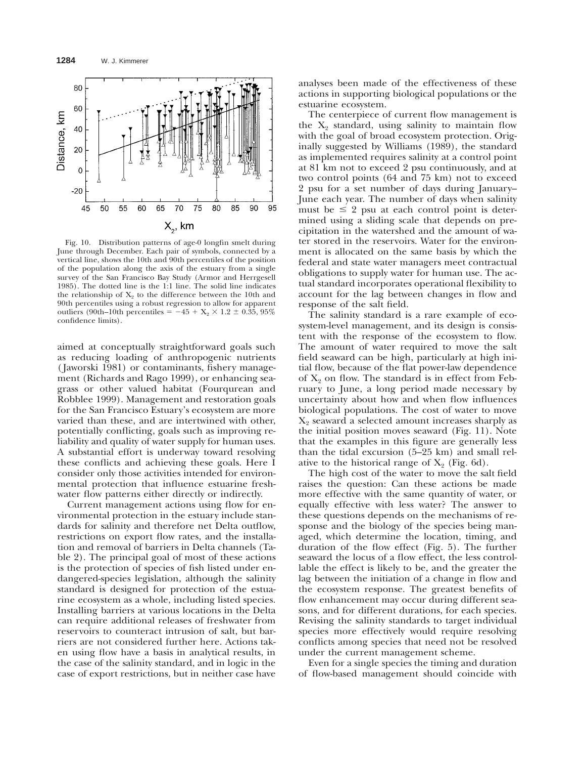Fig. 10. Distribution patterns of age-0 longfin smelt during June through December. Each pair of symbols, connected by a vertical line, shows the 10th and 90th percentiles of the position of the population along the axis of the estuary from a single survey of the San Francisco Bay Study (Armor and Herrgesell 1985). The dotted line is the 1:1 line. The solid line indicates the relationship of $X_2$ to the difference between the 10th and 90th percentiles using a robust regression to allow for apparent outliers (90th–10th percentiles = $-45 + X_2 \times 1.2 \pm 0.35$, 95% confidence limits).

aimed at conceptually straightforward goals such as reducing loading of anthropogenic nutrients (Jaworski 1981) or contaminants, fishery management (Richards and Rago 1999), or enhancing seagrass or other valued habitat (Fourqurean and Robblee 1999). Management and restoration goals for the San Francisco Estuary's ecosystem are more varied than these, and are intertwined with other, potentially conflicting, goals such as improving reliability and quality of water supply for human uses. A substantial effort is underway toward resolving these conflicts and achieving these goals. Here I consider only those activities intended for environmental protection that influence estuarine freshwater flow patterns either directly or indirectly.

Current management actions using flow for environmental protection in the estuary include standards for salinity and therefore net Delta outflow, restrictions on export flow rates, and the installation and removal of barriers in Delta channels (Table 2). The principal goal of most of these actions is the protection of species of fish listed under endangered-species legislation, although the salinity standard is designed for protection of the estuarine ecosystem as a whole, including listed species. Installing barriers at various locations in the Delta can require additional releases of freshwater from reservoirs to counteract intrusion of salt, but barriers are not considered further here. Actions taken using flow have a basis in analytical results, in the case of the salinity standard, and in logic in the case of export restrictions, but in neither case have analyses been made of the effectiveness of these actions in supporting biological populations or the estuarine ecosystem.

The centerpiece of current flow management is the $X_2$ standard, using salinity to maintain flow with the goal of broad ecosystem protection. Originally suggested by Williams (1989), the standard as implemented requires salinity at a control point at 81 km not to exceed 2 psu continuously, and at two control points (64 and 75 km) not to exceed 2 psu for a set number of days during January–June each year. The number of days when salinity must be $\leq$ 2 psu at each control point is determined using a sliding scale that depends on precipitation in the watershed and the amount of water stored in the reservoirs. Water for the environment is allocated on the same basis by which the federal and state water managers meet contractual obligations to supply water for human use. The actual standard incorporates operational flexibility to account for the lag between changes in flow and response of the salt field.

The salinity standard is a rare example of ecosystem-level management, and its design is consistent with the response of the ecosystem to flow. The amount of water required to move the salt field seaward can be high, particularly at high initial flow, because of the flat power-law dependence of $X_2$ on flow. The standard is in effect from February to June, a long period made necessary by uncertainty about how and when flow influences biological populations. The cost of water to move $X_2$ seaward a selected amount increases sharply as the initial position moves seaward (Fig. 11). Note that the examples in this figure are generally less than the tidal excursion (5–25 km) and small relative to the historical range of $X_2$ (Fig. 6d).

The high cost of the water to move the salt field raises the question: Can these actions be made more effective with the same quantity of water, or equally effective with less water? The answer to these questions depends on the mechanisms of response and the biology of the species being managed, which determine the location, timing, and duration of the flow effect (Fig. 5). The further seaward the locus of a flow effect, the less controllable the effect is likely to be, and the greater the lag between the initiation of a change in flow and the ecosystem response. The greatest benefits of flow enhancement may occur during different seasons, and for different durations, for each species. Revising the salinity standards to target individual species more effectively would require resolving conflicts among species that need not be resolved under the current management scheme.

Even for a single species the timing and duration of flow-based management should coincide with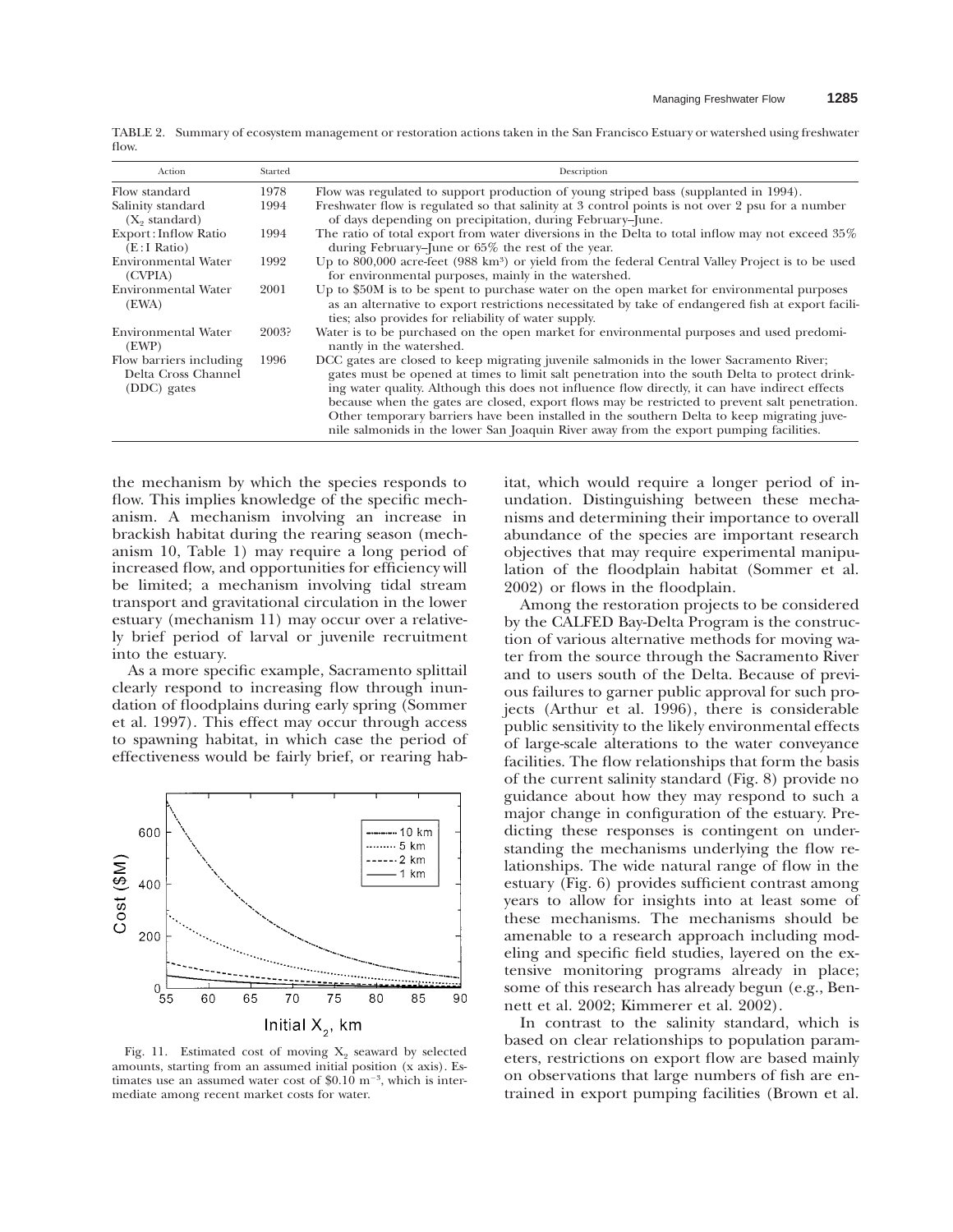TABLE 2. Summary of ecosystem management or restoration actions taken in the San Francisco Estuary or watershed using freshwater flow.

| Action | Started | Description |
|---|---|---|
| Flow standard | 1978 | Flow was regulated to support production of young striped bass (supplanted in 1994). |
| Salinity standard ($X_2$ standard) | 1994 | Freshwater flow is regulated so that salinity at 3 control points is not over 2 psu for a number of days depending on precipitation, during February–June. |
| Export:Inflow Ratio (E:I Ratio) | 1994 | The ratio of total export from water diversions in the Delta to total inflow may not exceed 35% during February–June or 65% the rest of the year. |
| Environmental Water (CVPIA) | 1992 | Up to 800,000 acre-feet (988 $km^3$) or yield from the federal Central Valley Project is to be used for environmental purposes, mainly in the watershed. |
| Environmental Water (EWA) | 2001 | Up to \$50M is to be spent to purchase water on the open market for environmental purposes as an alternative to export restrictions necessitated by take of endangered fish at export facilities; also provides for reliability of water supply. |
| Environmental Water (EWP) | 2003? | Water is to be purchased on the open market for environmental purposes and used predominantly in the watershed. |
| Flow barriers including Delta Cross Channel (DCC) gates | 1996 | DCC gates are closed to keep migrating juvenile salmonids in the lower Sacramento River; gates must be opened at times to limit salt penetration into the south Delta to protect drinking water quality. Although this does not influence flow directly, it can have indirect effects because when the gates are closed, export flows may be restricted to prevent salt penetration. Other temporary barriers have been installed in the southern Delta to keep migrating juvenile salmonids in the lower San Joaquin River away from the export pumping facilities. |

the mechanism by which the species responds to flow. This implies knowledge of the specific mechanism. A mechanism involving an increase in brackish habitat during the rearing season (mechanism 10, Table 1) may require a long period of increased flow, and opportunities for efficiency will be limited; a mechanism involving tidal stream transport and gravitational circulation in the lower estuary (mechanism 11) may occur over a relatively brief period of larval or juvenile recruitment into the estuary.

As a more specific example, Sacramento splittail clearly respond to increasing flow through inundation of floodplains during early spring (Sommer et al. 1997). This effect may occur through access to spawning habitat, in which case the period of effectiveness would be fairly brief, or rearing habitat, which would require a longer period of inundation. Distinguishing between these mechanisms and determining their importance to overall abundance of the species are important research objectives that may require experimental manipulation of the floodplain habitat (Sommer et al. 2002) or flows in the floodplain.

Fig. 11. Estimated cost of moving $X_2$ seaward by selected amounts, starting from an assumed initial position (x axis). Estimates use an assumed water cost of \$0.10 $m^{-3}$, which is intermediate among recent market costs for water.

Among the restoration projects to be considered by the CALFED Bay-Delta Program is the construction of various alternative methods for moving water from the source through the Sacramento River and to users south of the Delta. Because of previous failures to garner public approval for such projects (Arthur et al. 1996), there is considerable public sensitivity to the likely environmental effects of large-scale alterations to the water conveyance facilities. The flow relationships that form the basis of the current salinity standard (Fig. 8) provide no guidance about how they may respond to such a major change in configuration of the estuary. Predicting these responses is contingent on understanding the mechanisms underlying the flow relationships. The wide natural range of flow in the estuary (Fig. 6) provides sufficient contrast among years to allow for insights into at least some of these mechanisms. The mechanisms should be amenable to a research approach including modeling and specific field studies, layered on the extensive monitoring programs already in place; some of this research has already begun (e.g., Bennett et al. 2002; Kimmerer et al. 2002).

In contrast to the salinity standard, which is based on clear relationships to population parameters, restrictions on export flow are based mainly on observations that large numbers of fish are entrained in export pumping facilities (Brown et al.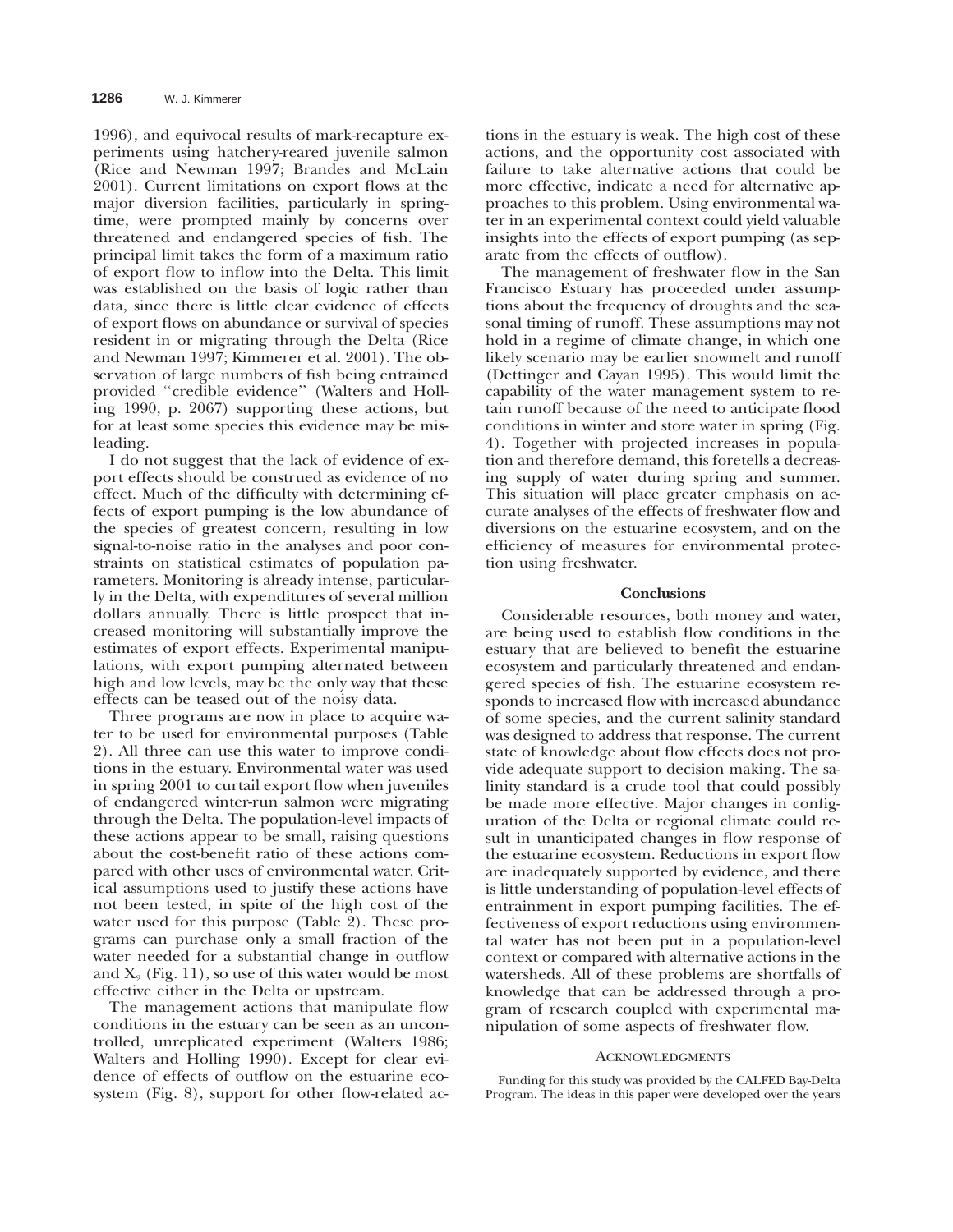1996), and equivocal results of mark-recapture experiments using hatchery-reared juvenile salmon (Rice and Newman 1997; Brandes and McLain 2001). Current limitations on export flows at the major diversion facilities, particularly in springtime, were prompted mainly by concerns over threatened and endangered species of fish. The principal limit takes the form of a maximum ratio of export flow to inflow into the Delta. This limit was established on the basis of logic rather than data, since there is little clear evidence of effects of export flows on abundance or survival of species resident in or migrating through the Delta (Rice and Newman 1997; Kimmerer et al. 2001). The observation of large numbers of fish being entrained provided ''credible evidence'' (Walters and Holling 1990, p. 2067) supporting these actions, but for at least some species this evidence may be misleading.

I do not suggest that the lack of evidence of export effects should be construed as evidence of no effect. Much of the difficulty with determining effects of export pumping is the low abundance of the species of greatest concern, resulting in low signal-to-noise ratio in the analyses and poor constraints on statistical estimates of population parameters. Monitoring is already intense, particularly in the Delta, with expenditures of several million dollars annually. There is little prospect that increased monitoring will substantially improve the estimates of export effects. Experimental manipulations, with export pumping alternated between high and low levels, may be the only way that these effects can be teased out of the noisy data.

Three programs are now in place to acquire water to be used for environmental purposes (Table 2). All three can use this water to improve conditions in the estuary. Environmental water was used in spring 2001 to curtail export flow when juveniles of endangered winter-run salmon were migrating through the Delta. The population-level impacts of these actions appear to be small, raising questions about the cost-benefit ratio of these actions compared with other uses of environmental water. Critical assumptions used to justify these actions have not been tested, in spite of the high cost of the water used for this purpose (Table 2). These programs can purchase only a small fraction of the water needed for a substantial change in outflow and $X_2$ (Fig. 11), so use of this water would be most effective either in the Delta or upstream.

The management actions that manipulate flow conditions in the estuary can be seen as an uncontrolled, unreplicated experiment (Walters 1986; Walters and Holling 1990). Except for clear evidence of effects of outflow on the estuarine ecosystem (Fig. 8), support for other flow-related actions in the estuary is weak. The high cost of these actions, and the opportunity cost associated with failure to take alternative actions that could be more effective, indicate a need for alternative approaches to this problem. Using environmental water in an experimental context could yield valuable insights into the effects of export pumping (as separate from the effects of outflow).

The management of freshwater flow in the San Francisco Estuary has proceeded under assumptions about the frequency of droughts and the seasonal timing of runoff. These assumptions may not hold in a regime of climate change, in which one likely scenario may be earlier snowmelt and runoff (Dettinger and Cayan 1995). This would limit the capability of the water management system to retain runoff because of the need to anticipate flood conditions in winter and store water in spring (Fig. 4). Together with projected increases in population and therefore demand, this foretells a decreasing supply of water during spring and summer. This situation will place greater emphasis on accurate analyses of the effects of freshwater flow and diversions on the estuarine ecosystem, and on the efficiency of measures for environmental protection using freshwater.

## Conclusions

Considerable resources, both money and water, are being used to establish flow conditions in the estuary that are believed to benefit the estuarine ecosystem and particularly threatened and endangered species of fish. The estuarine ecosystem responds to increased flow with increased abundance of some species, and the current salinity standard was designed to address that response. The current state of knowledge about flow effects does not provide adequate support to decision making. The salinity standard is a crude tool that could possibly be made more effective. Major changes in configuration of the Delta or regional climate could result in unanticipated changes in flow response of the estuarine ecosystem. Reductions in export flow are inadequately supported by evidence, and there is little understanding of population-level effects of entrainment in export pumping facilities. The effectiveness of export reductions using environmental water has not been put in a population-level context or compared with alternative actions in the watersheds. All of these problems are shortfalls of knowledge that can be addressed through a program of research coupled with experimental manipulation of some aspects of freshwater flow.

## Acknowledgments

Funding for this study was provided by the CALFED Bay-Delta Program. The ideas in this paper were developed over the years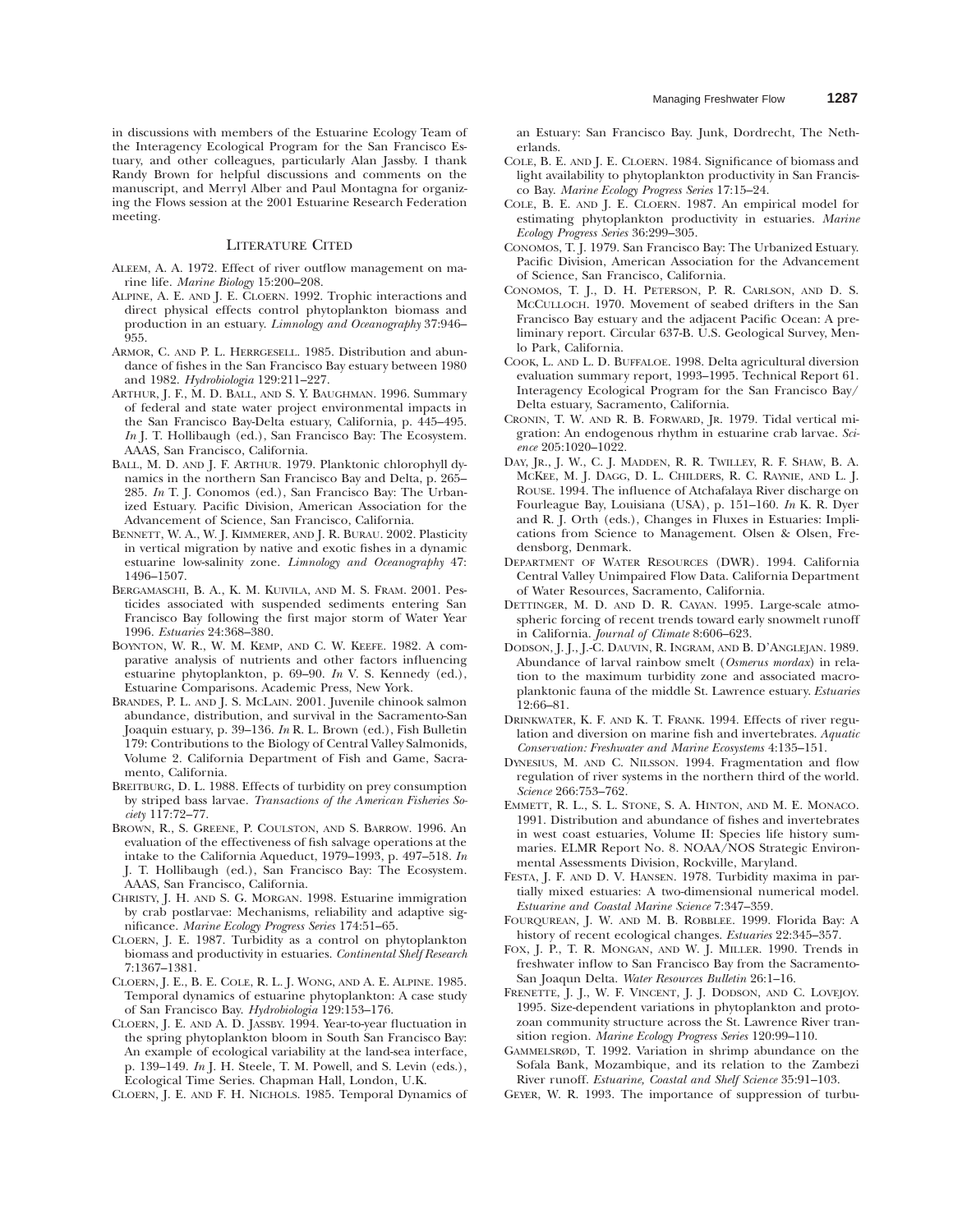in discussions with members of the Estuarine Ecology Team of the Interagency Ecological Program for the San Francisco Estuary, and other colleagues, particularly Alan Jassby. I thank Randy Brown for helpful discussions and comments on the manuscript, and Merryl Alber and Paul Montagna for organizing the Flows session at the 2001 Estuarine Research Federation meeting.

## Literature Cited

Aleem, A. A. 1972. Effect of river outflow management on marine life. *Marine Biology* 15:200–208.

Alpine, A. E. and J. E. Cloern. 1992. Trophic interactions and direct physical effects control phytoplankton biomass and production in an estuary. *Limnology and Oceanography* 37:946–955.

Armor, C. and P. L. Herrgesell. 1985. Distribution and abundance of fishes in the San Francisco Bay estuary between 1980 and 1982. *Hydrobiologia* 129:211–227.

Arthur, J. F., M. D. Ball, and S. Y. Baughman. 1996. Summary of federal and state water project environmental impacts in the San Francisco Bay-Delta estuary, California, p. 445–495. *In* J. T. Hollibaugh (ed.), San Francisco Bay: The Ecosystem. AAAS, San Francisco, California.

Ball, M. D. and J. F. Arthur. 1979. Planktonic chlorophyll dynamics in the northern San Francisco Bay and Delta, p. 265–285. *In* T. J. Conomos (ed.), San Francisco Bay: The Urbanized Estuary. Pacific Division, American Association for the Advancement of Science, San Francisco, California.

Bennett, W. A., W. J. Kimmerer, and J. R. Burau. 2002. Plasticity in vertical migration by native and exotic fishes in a dynamic estuarine low-salinity zone. *Limnology and Oceanography* 47: 1496–1507.

Bergamaschi, B. A., K. M. Kuivila, and M. S. Fram. 2001. Pesticides associated with suspended sediments entering San Francisco Bay following the first major storm of Water Year 1996. *Estuaries* 24:368–380.

Boynton, W. R., W. M. Kemp, and C. W. Keefe. 1982. A comparative analysis of nutrients and other factors influencing estuarine phytoplankton, p. 69–90. *In* V. S. Kennedy (ed.), Estuarine Comparisons. Academic Press, New York.

Brandes, P. L. and J. S. McLain. 2001. Juvenile chinook salmon abundance, distribution, and survival in the Sacramento-San Joaquin estuary, p. 39–136. *In* R. L. Brown (ed.), Fish Bulletin 179: Contributions to the Biology of Central Valley Salmonids, Volume 2. California Department of Fish and Game, Sacramento, California.

Breitburg, D. L. 1988. Effects of turbidity on prey consumption by striped bass larvae. *Transactions of the American Fisheries Society* 117:72–77.

Brown, R., S. Greene, P. Coulston, and S. Barrow. 1996. An evaluation of the effectiveness of fish salvage operations at the intake to the California Aqueduct, 1979–1993, p. 497–518. *In* J. T. Hollibaugh (ed.), San Francisco Bay: The Ecosystem. AAAS, San Francisco, California.

Christy, J. H. and S. G. Morgan. 1998. Estuarine immigration by crab postlarvae: Mechanisms, reliability and adaptive significance. *Marine Ecology Progress Series* 174:51–65.

Cloern, J. E. 1987. Turbidity as a control on phytoplankton biomass and productivity in estuaries. *Continental Shelf Research* 7:1367–1381.

Cloern, J. E., B. E. Cole, R. L. J. Wong, and A. E. Alpine. 1985. Temporal dynamics of estuarine phytoplankton: A case study of San Francisco Bay. *Hydrobiologia* 129:153–176.

Cloern, J. E. and A. D. Jassby. 1994. Year-to-year fluctuation in the spring phytoplankton bloom in South San Francisco Bay: An example of ecological variability at the land-sea interface, p. 139–149. *In* J. H. Steele, T. M. Powell, and S. Levin (eds.), Ecological Time Series. Chapman Hall, London, U.K.

Cloern, J. E. and F. H. Nichols. 1985. Temporal Dynamics of an Estuary: San Francisco Bay. Junk, Dordrecht, The Netherlands.

Cole, B. E. and J. E. Cloern. 1984. Significance of biomass and light availability to phytoplankton productivity in San Francisco Bay. *Marine Ecology Progress Series* 17:15–24.

Cole, B. E. and J. E. Cloern. 1987. An empirical model for estimating phytoplankton productivity in estuaries. *Marine Ecology Progress Series* 36:299–305.

Conomos, T. J. 1979. San Francisco Bay: The Urbanized Estuary. Pacific Division, American Association for the Advancement of Science, San Francisco, California.

Conomos, T. J., D. H. Peterson, P. R. Carlson, and D. S. McCulloch. 1970. Movement of seabed drifters in the San Francisco Bay estuary and the adjacent Pacific Ocean: A preliminary report. Circular 637-B. U.S. Geological Survey, Menlo Park, California.

Cook, L. and L. D. Buffaloe. 1998. Delta agricultural diversion evaluation summary report, 1993–1995. Technical Report 61. Interagency Ecological Program for the San Francisco Bay/ Delta estuary, Sacramento, California.

Cronin, T. W. and R. B. Forward, Jr. 1979. Tidal vertical migration: An endogenous rhythm in estuarine crab larvae. *Science* 205:1020–1022.

Day, Jr., J. W., C. J. Madden, R. R. Twilley, R. F. Shaw, B. A. McKee, M. J. Dagg, D. L. Childers, R. C. Raynie, and L. J. Rouse. 1994. The influence of Atchafalaya River discharge on Fourleague Bay, Louisiana (USA), p. 151–160. *In* K. R. Dyer and R. J. Orth (eds.), Changes in Fluxes in Estuaries: Implications from Science to Management. Olsen & Olsen, Fredensborg, Denmark.

Department of Water Resources (DWR). 1994. California Central Valley Unimpaired Flow Data. California Department of Water Resources, Sacramento, California.

Dettinger, M. D. and D. R. Cayan. 1995. Large-scale atmospheric forcing of recent trends toward early snowmelt runoff in California. *Journal of Climate* 8:606–623.

Dodson, J. J., J.-C. Dauvin, R. Ingram, and B. D'Anglejan. 1989. Abundance of larval rainbow smelt (*Osmerus mordax*) in relation to the maximum turbidity zone and associated macroplanktonic fauna of the middle St. Lawrence estuary. *Estuaries* 12:66–81.

Drinkwater, K. F. and K. T. Frank. 1994. Effects of river regulation and diversion on marine fish and invertebrates. *Aquatic Conservation: Freshwater and Marine Ecosystems* 4:135–151.

Dynesius, M. and C. Nilsson. 1994. Fragmentation and flow regulation of river systems in the northern third of the world. *Science* 266:753–762.

Emmett, R. L., S. L. Stone, S. A. Hinton, and M. E. Monaco. 1991. Distribution and abundance of fishes and invertebrates in west coast estuaries, Volume II: Species life history summaries. ELMR Report No. 8. NOAA/NOS Strategic Environmental Assessments Division, Rockville, Maryland.

Festa, J. F. and D. V. Hansen. 1978. Turbidity maxima in partially mixed estuaries: A two-dimensional numerical model. *Estuarine and Coastal Marine Science* 7:347–359.

Fourqurean, J. W. and M. B. Robblee. 1999. Florida Bay: A history of recent ecological changes. *Estuaries* 22:345–357.

Fox, J. P., T. R. Mongan, and W. J. Miller. 1990. Trends in freshwater inflow to San Francisco Bay from the Sacramento-San Joaqun Delta. *Water Resources Bulletin* 26:1–16.

Frenette, J. J., W. F. Vincent, J. J. Dodson, and C. Lovejoy. 1995. Size-dependent variations in phytoplankton and protozoan community structure across the St. Lawrence River transition region. *Marine Ecology Progress Series* 120:99–110.

Gammelsrød, T. 1992. Variation in shrimp abundance on the Sofala Bank, Mozambique, and its relation to the Zambezi River runoff. *Estuarine, Coastal and Shelf Science* 35:91–103.

Geyer, W. R. 1993. The importance of suppression of turbu-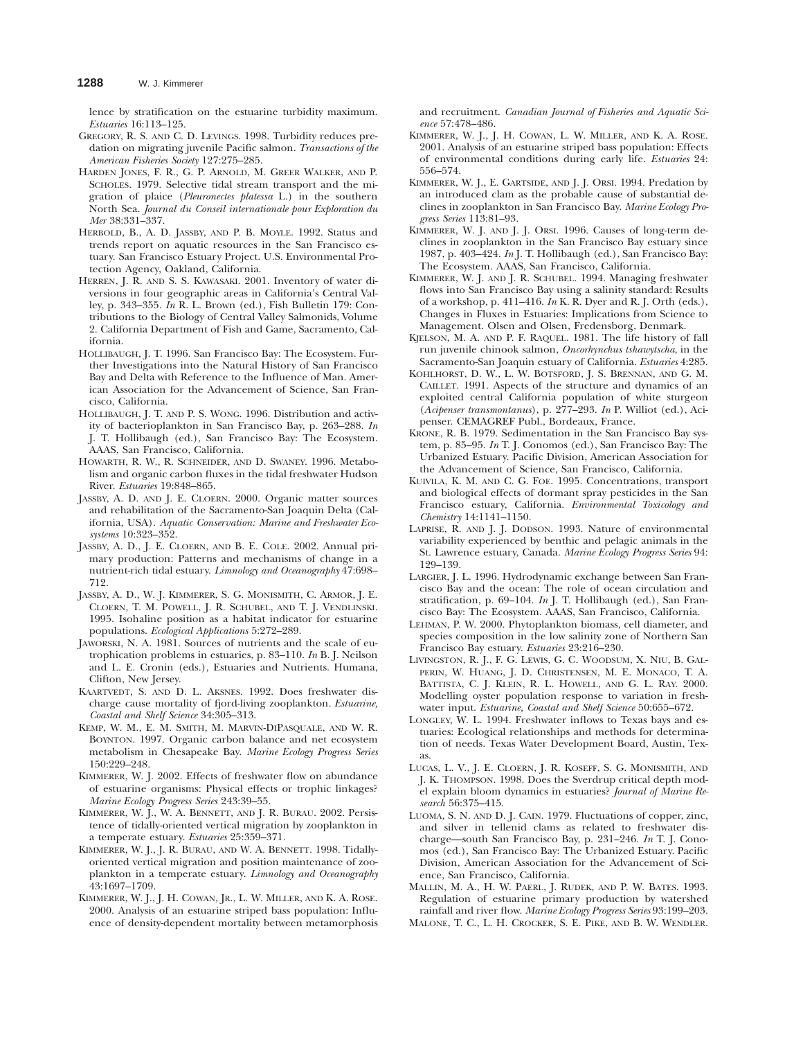lence by stratification on the estuarine turbidity maximum. *Estuaries* 16:113–125.

GREGORY, R. S. AND C. D. LEVINGS. 1998. Turbidity reduces predation on migrating juvenile Pacific salmon. *Transactions of the American Fisheries Society* 127:275–285.

HARDEN JONES, F. R., G. P. ARNOLD, M. GREER WALKER, AND P. SCHOLES. 1979. Selective tidal stream transport and the migration of plaice (*Pleuronectes platessa* L.) in the southern North Sea. *Journal du Conseil internationale pour Exploration du Mer* 38:331–337.

HERBOLD, B., A. D. JASSBY, AND P. B. MOYLE. 1992. Status and trends report on aquatic resources in the San Francisco estuary. San Francisco Estuary Project. U.S. Environmental Protection Agency, Oakland, California.

HERREN, J. R. AND S. S. KAWASAKI. 2001. Inventory of water diversions in four geographic areas in California's Central Valley, p. 343–355. *In* R. L. Brown (ed.), Fish Bulletin 179: Contributions to the Biology of Central Valley Salmonids, Volume 2. California Department of Fish and Game, Sacramento, California.

HOLLIBAUGH, J. T. 1996. San Francisco Bay: The Ecosystem. Further Investigations into the Natural History of San Francisco Bay and Delta with Reference to the Influence of Man. American Association for the Advancement of Science, San Francisco, California.

HOLLIBAUGH, J. T. AND P. S. WONG. 1996. Distribution and activity of bacterioplankton in San Francisco Bay, p. 263–288. *In* J. T. Hollibaugh (ed.), San Francisco Bay: The Ecosystem. AAAS, San Francisco, California.

HOWARTH, R. W., R. SCHNEIDER, AND D. SWANEY. 1996. Metabolism and organic carbon fluxes in the tidal freshwater Hudson River. *Estuaries* 19:848–865.

JASSBY, A. D. AND J. E. CLOERN. 2000. Organic matter sources and rehabilitation of the Sacramento-San Joaquin Delta (California, USA). *Aquatic Conservation: Marine and Freshwater Ecosystems* 10:323–352.

JASSBY, A. D., J. E. CLOERN, AND B. E. COLE. 2002. Annual primary production: Patterns and mechanisms of change in a nutrient-rich tidal estuary. *Limnology and Oceanography* 47:698–712.

JASSBY, A. D., W. J. KIMMERER, S. G. MONISMITH, C. ARMOR, J. E. CLOERN, T. M. POWELL, J. R. SCHUBEL, AND T. J. VENDLINSKI. 1995. Isohaline position as a habitat indicator for estuarine populations. *Ecological Applications* 5:272–289.

JAWORSKI, N. A. 1981. Sources of nutrients and the scale of eutrophication problems in estuaries, p. 83–110. *In* B. J. Neilson and L. E. Cronin (eds.), Estuaries and Nutrients. Humana, Clifton, New Jersey.

KAARTVEDT, S. AND D. L. AKSNES. 1992. Does freshwater discharge cause mortality of fjord-living zooplankton. *Estuarine, Coastal and Shelf Science* 34:305–313.

KEMP, W. M., E. M. SMITH, M. MARVIN-DIPASQUALE, AND W. R. BOYNTON. 1997. Organic carbon balance and net ecosystem metabolism in Chesapeake Bay. *Marine Ecology Progress Series* 150:229–248.

KIMMERER, W. J. 2002. Effects of freshwater flow on abundance of estuarine organisms: Physical effects or trophic linkages? *Marine Ecology Progress Series* 243:39–55.

KIMMERER, W. J., W. A. BENNETT, AND J. R. BURAU. 2002. Persistence of tidally-oriented vertical migration by zooplankton in a temperate estuary. *Estuaries* 25:359–371.

KIMMERER, W. J., J. R. BURAU, AND W. A. BENNETT. 1998. Tidally-oriented vertical migration and position maintenance of zooplankton in a temperate estuary. *Limnology and Oceanography* 43:1697–1709.

KIMMERER, W. J., J. H. COWAN, JR., L. W. MILLER, AND K. A. ROSE. 2000. Analysis of an estuarine striped bass population: Influence of density-dependent mortality between metamorphosis and recruitment. *Canadian Journal of Fisheries and Aquatic Science* 57:478–486.

KIMMERER, W. J., J. H. COWAN, L. W. MILLER, AND K. A. ROSE. 2001. Analysis of an estuarine striped bass population: Effects of environmental conditions during early life. *Estuaries* 24: 556–574.

KIMMERER, W. J., E. GARTSIDE, AND J. J. ORSI. 1994. Predation by an introduced clam as the probable cause of substantial declines in zooplankton in San Francisco Bay. *Marine Ecology Progress Series* 113:81–93.

KIMMERER, W. J. AND J. J. ORSI. 1996. Causes of long-term declines in zooplankton in the San Francisco Bay estuary since 1987, p. 403–424. *In* J. T. Hollibaugh (ed.), San Francisco Bay: The Ecosystem. AAAS, San Francisco, California.

KIMMERER, W. J. AND J. R. SCHUBEL. 1994. Managing freshwater flows into San Francisco Bay using a salinity standard: Results of a workshop, p. 411–416. *In* K. R. Dyer and R. J. Orth (eds.), Changes in Fluxes in Estuaries: Implications from Science to Management. Olsen and Olsen, Fredensborg, Denmark.

KJELSON, M. A. AND P. F. RAQUEL. 1981. The life history of fall run juvenile chinook salmon, *Oncorhynchus tshawytscha*, in the Sacramento-San Joaquin estuary of California. *Estuaries* 4:285.

KOHLHORST, D. W., L. W. BOTSFORD, J. S. BRENNAN, AND G. M. CAILLET. 1991. Aspects of the structure and dynamics of an exploited central California population of white sturgeon (*Acipenser transmontanus*), p. 277–293. *In* P. Williot (ed.), Acipenser. CEMAGREF Publ., Bordeaux, France.

KRONE, R. B. 1979. Sedimentation in the San Francisco Bay system, p. 85–95. *In* T. J. Conomos (ed.), San Francisco Bay: The Urbanized Estuary. Pacific Division, American Association for the Advancement of Science, San Francisco, California.

KUIVILA, K. M. AND C. G. FOE. 1995. Concentrations, transport and biological effects of dormant spray pesticides in the San Francisco estuary, California. *Environmental Toxicology and Chemistry* 14:1141–1150.

LAPRISE, R. AND J. J. DODSON. 1993. Nature of environmental variability experienced by benthic and pelagic animals in the St. Lawrence estuary, Canada. *Marine Ecology Progress Series* 94: 129–139.

LARGIER, J. L. 1996. Hydrodynamic exchange between San Francisco Bay and the ocean: The role of ocean circulation and stratification, p. 69–104. *In* J. T. Hollibaugh (ed.), San Francisco Bay: The Ecosystem. AAAS, San Francisco, California.

LEHMAN, P. W. 2000. Phytoplankton biomass, cell diameter, and species composition in the low salinity zone of Northern San Francisco Bay estuary. *Estuaries* 23:216–230.

LIVINGSTON, R. J., F. G. LEWIS, G. C. WOODSUM, X. NIU, B. GALPERIN, W. HUANG, J. D. CHRISTENSEN, M. E. MONACO, T. A. BATTISTA, C. J. KLEIN, R. L. HOWELL, AND G. L. RAY. 2000. Modelling oyster population response to variation in freshwater input. *Estuarine, Coastal and Shelf Science* 50:655–672.

LONGLEY, W. L. 1994. Freshwater inflows to Texas bays and estuaries: Ecological relationships and methods for determination of needs. Texas Water Development Board, Austin, Texas.

LUCAS, L. V., J. E. CLOERN, J. R. KOSEFF, S. G. MONISMITH, AND J. K. THOMPSON. 1998. Does the Sverdrup critical depth model explain bloom dynamics in estuaries? *Journal of Marine Research* 56:375–415.

LUOMA, S. N. AND D. J. CAIN. 1979. Fluctuations of copper, zinc, and silver in tellenid clams as related to freshwater discharge—south San Francisco Bay, p. 231–246. *In* T. J. Conomos (ed.), San Francisco Bay: The Urbanized Estuary. Pacific Division, American Association for the Advancement of Science, San Francisco, California.

MALLIN, M. A., H. W. PAERL, J. RUDEK, AND P. W. BATES. 1993. Regulation of estuarine primary production by watershed rainfall and river flow. *Marine Ecology Progress Series* 93:199–203.

MALONE, T. C., L. H. CROCKER, S. E. PIKE, AND B. W. WENDLER.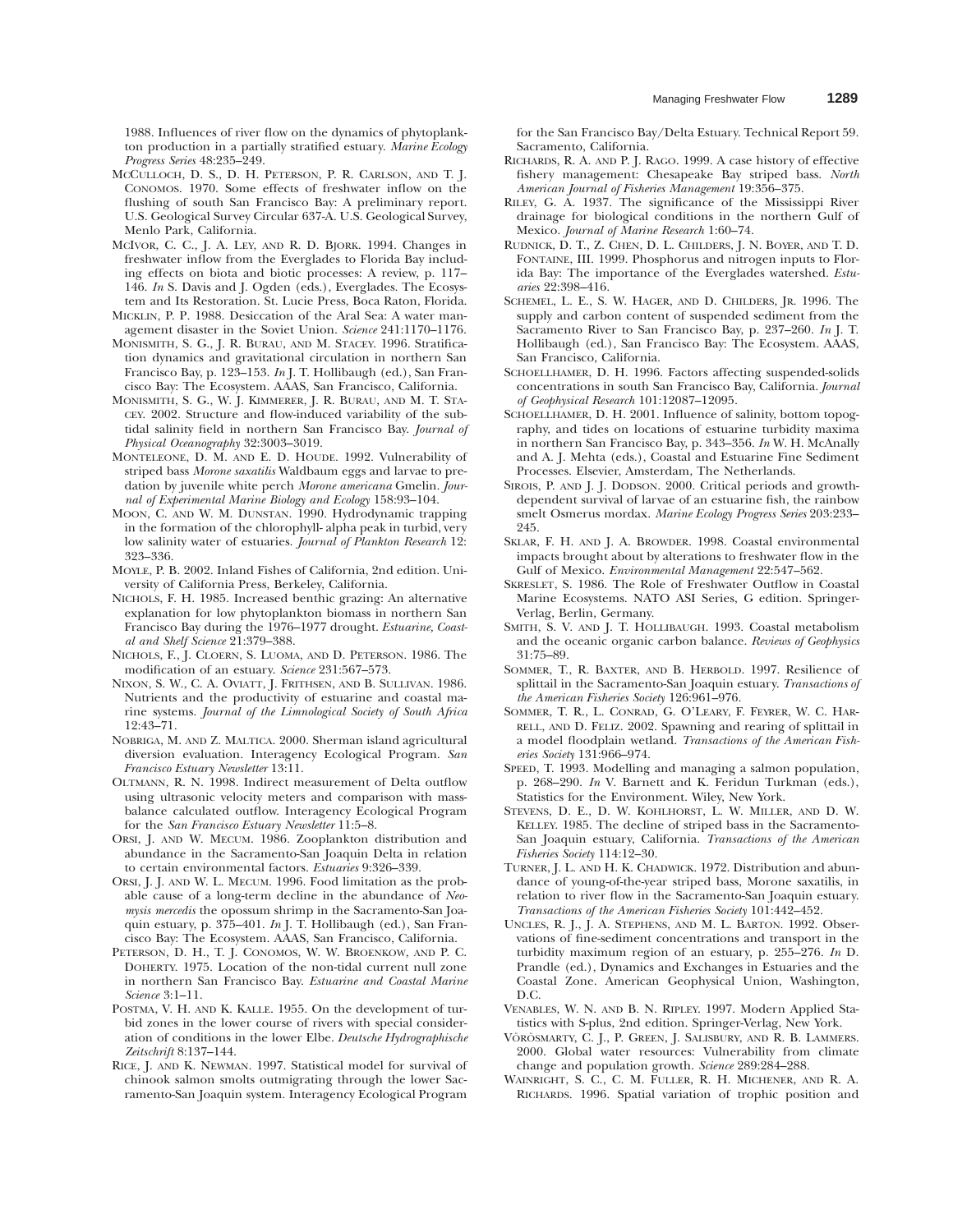1988. Influences of river flow on the dynamics of phytoplankton production in a partially stratified estuary. *Marine Ecology Progress Series* 48:235–249.

McCulloch, D. S., D. H. Peterson, P. R. Carlson, and T. J. Conomos. 1970. Some effects of freshwater inflow on the flushing of south San Francisco bay: A preliminary report. U.S. Geological Survey Circular 637-A. U.S. Geological Survey, Menlo Park, California.

McIvor, C. C., J. A. Ley, and R. D. Bjork. 1994. Changes in freshwater inflow from the Everglades to Florida Bay including effects on biota and biotic processes: A review, p. 117–146. *In* S. Davis and J. Ogden (eds.), Everglades. The Ecosystem and Its Restoration. St. Lucie Press, Boca Raton, Florida.

Micklin, P. P. 1988. Desiccation of the Aral Sea: A water management disaster in the Soviet Union. *Science* 241:1170–1176.

Monismith, S. G., J. R. Burau, and M. Stacey. 1996. Stratification dynamics and gravitational circulation in northern San Francisco Bay, p. 123–153. *In* J. T. Hollibaugh (ed.), San Francisco Bay: The Ecosystem. AAAS, San Francisco, California.

Monismith, S. G., W. J. Kimmerer, J. R. Burau, and M. T. Stacey. 2002. Structure and flow-induced variability of the subtidal salinity field in northern San Francisco Bay. *Journal of Physical Oceanography* 32:3003–3019.

Monteleone, D. M. and E. D. Houde. 1992. Vulnerability of striped bass *Morone saxatilis* Waldbaum eggs and larvae to predation by juvenile white perch *Morone americana* Gmelin. *Journal of Experimental Marine Biology and Ecology* 158:93–104.

Moon, C. and W. M. Dunstan. 1990. Hydrodynamic trapping in the formation of the chlorophyll- alpha peak in turbid, very low salinity water of estuaries. *Journal of Plankton Research* 12: 323–336.

Moyle, P. B. 2002. Inland Fishes of California, 2nd edition. University of California Press, Berkeley, California.

Nichols, F. H. 1985. Increased benthic grazing: An alternative explanation for low phytoplankton biomass in northern San Francisco Bay during the 1976–1977 drought. *Estuarine, Coastal and Shelf Science* 21:379–388.

Nichols, F., J. Cloern, S. Luoma, and D. Peterson. 1986. The modification of an estuary. *Science* 231:567–573.

Nixon, S. W., C. A. Oviatt, J. Frithsen, and B. Sullivan. 1986. Nutrients and the productivity of estuarine and coastal marine systems. *Journal of the Limnological Society of South Africa* 12:43–71.

Nobriga, M. and Z. Maltica. 2000. Sherman island agricultural diversion evaluation. Interagency Ecological Program. *San Francisco Estuary Newsletter* 13:11.

Oltmann, R. N. 1998. Indirect measurement of Delta outflow using ultrasonic velocity meters and comparison with mass-balance calculated outflow. Interagency Ecological Program for the *San Francisco Estuary Newsletter* 11:5–8.

Orsi, J. and W. Mecum. 1986. Zooplankton distribution and abundance in the Sacramento-San Joaquin Delta in relation to certain environmental factors. *Estuaries* 9:326–339.

Orsi, J. J. and W. L. Mecum. 1996. Food limitation as the probable cause of a long-term decline in the abundance of *Neomysis mercedis* the opossum shrimp in the Sacramento-San Joaquin estuary, p. 375–401. *In* J. T. Hollibaugh (ed.), San Francisco Bay: The Ecosystem. AAAS, San Francisco, California.

Peterson, D. H., T. J. Conomos, W. W. Broenkow, and P. C. Doherty. 1975. Location of the non-tidal current null zone in northern San Francisco Bay. *Estuarine and Coastal Marine Science* 3:1–11.

Postma, V. H. and K. Kalle. 1955. On the development of turbid zones in the lower course of rivers with special consideration of conditions in the lower Elbe. *Deutsche Hydrographische Zeitschrift* 8:137–144.

Rice, J. and K. Newman. 1997. Statistical model for survival of chinook salmon smolts outmigrating through the lower Sacramento-San Joaquin system. Interagency Ecological Program for the San Francisco Bay/Delta Estuary. Technical Report 59. Sacramento, California.

Richards, R. A. and P. J. Rago. 1999. A case history of effective fishery management: Chesapeake Bay striped bass. *North American Journal of Fisheries Management* 19:356–375.

Riley, G. A. 1937. The significance of the Mississippi River drainage for biological conditions in the northern Gulf of Mexico. *Journal of Marine Research* 1:60–74.

Rudnick, D. T., Z. Chen, D. L. Childers, J. N. Boyer, and T. D. Fontaine, III. 1999. Phosphorus and nitrogen inputs to Florida Bay: The importance of the Everglades watershed. *Estuaries* 22:398–416.

Schemel, L. E., S. W. Hager, and D. Childers, Jr. 1996. The supply and carbon content of suspended sediment from the Sacramento River to San Francisco Bay, p. 237–260. *In* J. T. Hollibaugh (ed.), San Francisco Bay: The Ecosystem. AAAS, San Francisco, California.

Schoellhamer, D. H. 1996. Factors affecting suspended-solids concentrations in south San Francisco Bay, California. *Journal of Geophysical Research* 101:12087–12095.

Schoellhamer, D. H. 2001. Influence of salinity, bottom topography, and tides on locations of estuarine turbidity maxima in northern San Francisco Bay, p. 343–356. *In* W. H. McAnally and A. J. Mehta (eds.), Coastal and Estuarine Fine Sediment Processes. Elsevier, Amsterdam, The Netherlands.

Sirois, P. and J. J. Dodson. 2000. Critical periods and growth-dependent survival of larvae of an estuarine fish, the rainbow smelt Osmerus mordax. *Marine Ecology Progress Series* 203:233–245.

Sklar, F. H. and J. A. Browder. 1998. Coastal environmental impacts brought about by alterations to freshwater flow in the Gulf of Mexico. *Environmental Management* 22:547–562.

Skreslet, S. 1986. The Role of Freshwater Outflow in Coastal Marine Ecosystems. NATO ASI Series, G edition. Springer-Verlag, Berlin, Germany.

Smith, S. V. and J. T. Hollibaugh. 1993. Coastal metabolism and the oceanic organic carbon balance. *Reviews of Geophysics* 31:75–89.

Sommer, T., R. Baxter, and B. Herbold. 1997. Resilience of splittail in the Sacramento-San Joaquin estuary. *Transactions of the American Fisheries Society* 126:961–976.

Sommer, T. R., L. Conrad, G. O'Leary, F. Feyrer, W. C. Harrell, and D. Feliz. 2002. Spawning and rearing of splittail in a model floodplain wetland. *Transactions of the American Fisheries Society* 131:966–974.

Speed, T. 1993. Modelling and managing a salmon population, p. 268–290. *In* V. Barnett and K. Feridun Turkman (eds.), Statistics for the Environment. Wiley, New York.

Stevens, D. E., D. W. Kohlhorst, L. W. Miller, and D. W. Kelley. 1985. The decline of striped bass in the Sacramento-San Joaquin estuary, California. *Transactions of the American Fisheries Society* 114:12–30.

Turner, J. L. and H. K. Chadwick. 1972. Distribution and abundance of young-of-the-year striped bass, Morone saxatilis, in relation to river flow in the Sacramento-San Joaquin estuary. *Transactions of the American Fisheries Society* 101:442–452.

Uncles, R. J., J. A. Stephens, and M. L. Barton. 1992. Observations of fine-sediment concentrations and transport in the turbidity maximum region of an estuary, p. 255–276. *In* D. Prandle (ed.), Dynamics and Exchanges in Estuaries and the Coastal Zone. American Geophysical Union, Washington, D.C.

Venables, W. N. and B. N. Ripley. 1997. Modern Applied Statistics with S-plus, 2nd edition. Springer-Verlag, New York.

Vörösmarty, C. J., P. Green, J. Salisbury, and R. B. Lammers. 2000. Global water resources: Vulnerability from climate change and population growth. *Science* 289:284–288.

Wainright, S. C., C. M. Fuller, R. H. Michener, and R. A. Richards. 1996. Spatial variation of trophic position and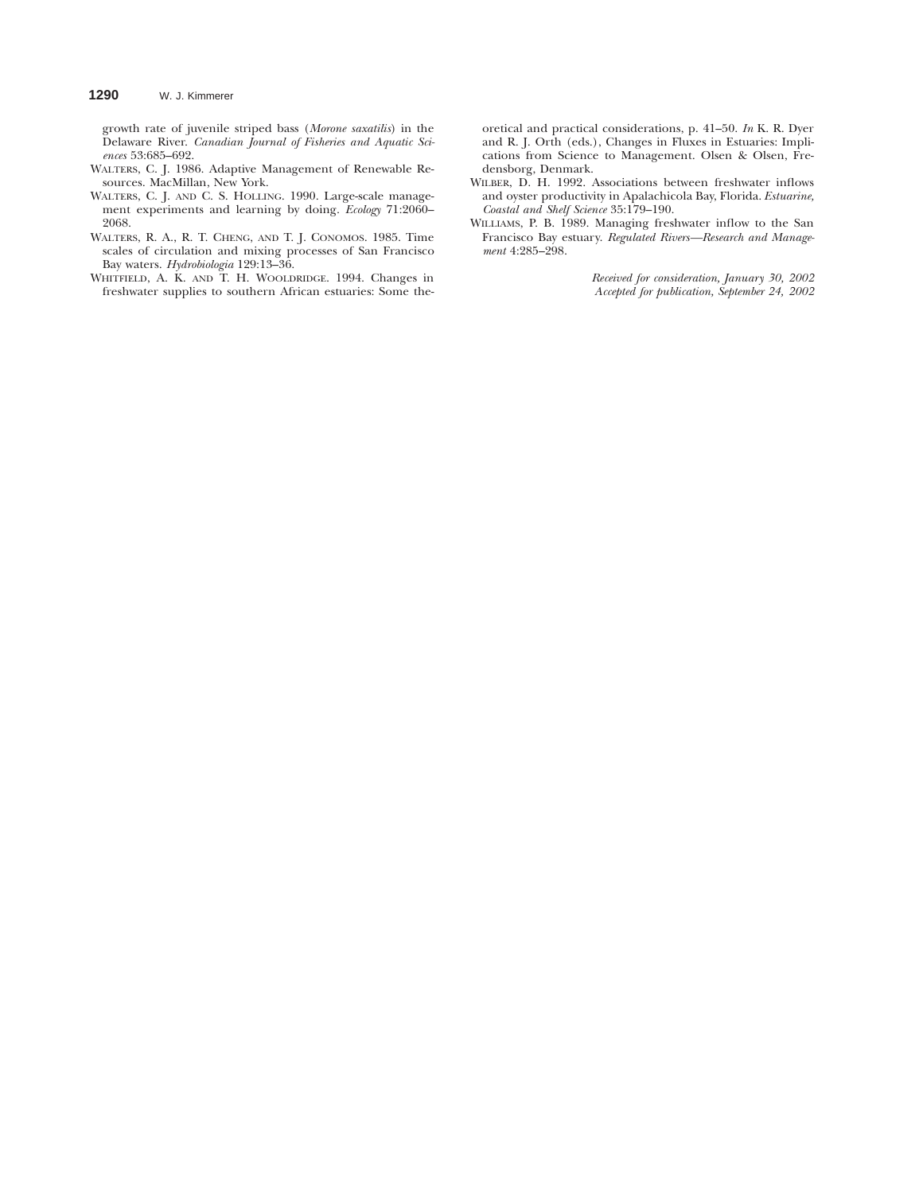growth rate of juvenile striped bass (*Morone saxatilis*) in the Delaware River. *Canadian Journal of Fisheries and Aquatic Sciences* 53:685–692.

WALTERS, C. J. 1986. Adaptive Management of Renewable Resources. MacMillan, New York.

WALTERS, C. J. AND C. S. HOLLING. 1990. Large-scale management experiments and learning by doing. *Ecology* 71:2060–2068.

WALTERS, R. A., R. T. CHENG, AND T. J. CONOMOS. 1985. Time scales of circulation and mixing processes of San Francisco Bay waters. *Hydrobiologia* 129:13–36.

WHITFIELD, A. K. AND T. H. WOOLDRIDGE. 1994. Changes in freshwater supplies to southern African estuaries: Some theoretical and practical considerations, p. 41–50. *In* K. R. Dyer and R. J. Orth (eds.), Changes in Fluxes in Estuaries: Implications from Science to Management. Olsen & Olsen, Fredensborg, Denmark.

WILBER, D. H. 1992. Associations between freshwater inflows and oyster productivity in Apalachicola Bay, Florida. *Estuarine, Coastal and Shelf Science* 35:179–190.

WILLIAMS, P. B. 1989. Managing freshwater inflow to the San Francisco Bay estuary. *Regulated Rivers—Research and Management* 4:285–298.

*Received for consideration, January 30, 2002*
*Accepted for publication, September 24, 2002*